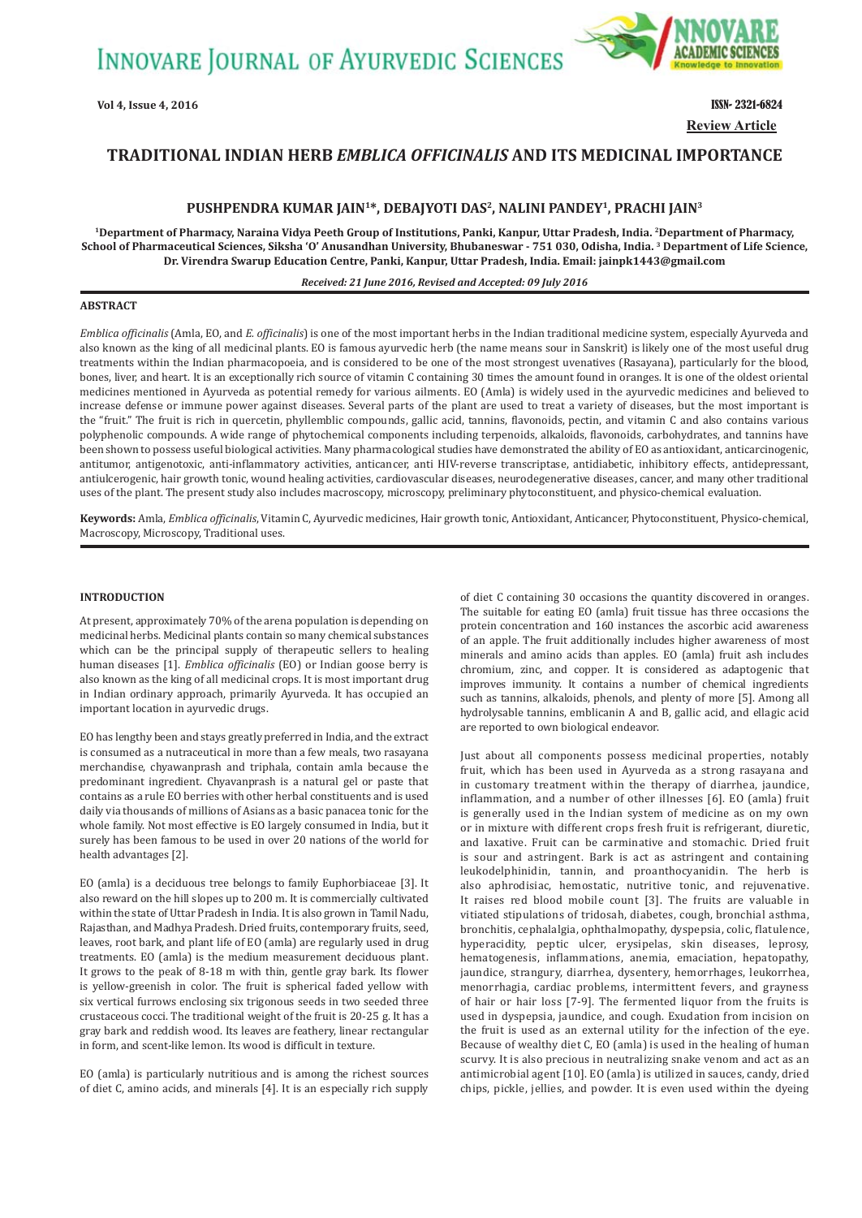# TRADITIONAL INDIAN HERB *EMBLICA OFFICINALIS* AND ITS MEDICINAL IMPORTANCE

**PUSHPENDRA KUMAR JAIN[1]*, DEBAJYOTI DAS[2], NALINI PANDEY[1], PRACHI JAIN[3]**

**[1]Department of Pharmacy, Naraina Vidya Peeth Group of Institutions, Panki, Kanpur, Uttar Pradesh, India. [2]Department of Pharmacy, School of Pharmaceutical Sciences, Siksha 'O' Anusandhan University, Bhubaneswar - 751 030, Odisha, India. [3] Department of Life Science, Dr. Virendra Swarup Education Centre, Panki, Kanpur, Uttar Pradesh, India. Email: jainpk1443@gmail.com**

***Received: 21 June 2016, Revised and Accepted: 09 July 2016***

## ABSTRACT

*Emblica officinalis* (Amla, EO, and *E. officinalis*) is one of the most important herbs in the Indian traditional medicine system, especially Ayurveda and also known as the king of all medicinal plants. EO is famous ayurvedic herb (the name means sour in Sanskrit) is likely one of the most useful drug treatments within the Indian pharmacopoeia, and is considered to be one of the most strongest uvenatives (Rasayana), particularly for the blood, bones, liver, and heart. It is an exceptionally rich source of vitamin C containing 30 times the amount found in oranges. It is one of the oldest oriental medicines mentioned in Ayurveda as potential remedy for various ailments. EO (Amla) is widely used in the ayurvedic medicines and believed to increase defense or immune power against diseases. Several parts of the plant are used to treat a variety of diseases, but the most important is the "fruit." The fruit is rich in quercetin, phyllemblic compounds, gallic acid, tannins, flavonoids, pectin, and vitamin C and also contains various polyphenolic compounds. A wide range of phytochemical components including terpenoids, alkaloids, flavonoids, carbohydrates, and tannins have been shown to possess useful biological activities. Many pharmacological studies have demonstrated the ability of EO as antioxidant, anticarcinogenic, antitumor, antigenotoxic, anti-inflammatory activities, anticancer, anti HIV-reverse transcriptase, antidiabetic, inhibitory effects, antidepressant, antiulcerogenic, hair growth tonic, wound healing activities, cardiovascular diseases, neurodegenerative diseases, cancer, and many other traditional uses of the plant. The present study also includes macroscopy, microscopy, preliminary phytoconstituent, and physico-chemical evaluation.

**Keywords:** Amla, *Emblica officinalis*, Vitamin C, Ayurvedic medicines, Hair growth tonic, Antioxidant, Anticancer, Phytoconstituent, Physico-chemical, Macroscopy, Microscopy, Traditional uses.

## INTRODUCTION

At present, approximately 70% of the arena population is depending on medicinal herbs. Medicinal plants contain so many chemical substances which can be the principal supply of therapeutic sellers to healing human diseases [1]. *Emblica officinalis* (EO) or Indian goose berry is also known as the king of all medicinal crops. It is most important drug in Indian ordinary approach, primarily Ayurveda. It has occupied an important location in ayurvedic drugs.

EO has lengthy been and stays greatly preferred in India, and the extract is consumed as a nutraceutical in more than a few meals, two rasayana merchandise, chyawanprash and triphala, contain amla because the predominant ingredient. Chyavanprash is a natural gel or paste that contains as a rule EO berries with other herbal constituents and is used daily via thousands of millions of Asians as a basic panacea tonic for the whole family. Not most effective is EO largely consumed in India, but it surely has been famous to be used in over 20 nations of the world for health advantages [2].

EO (amla) is a deciduous tree belongs to family Euphorbiaceae [3]. It also reward on the hill slopes up to 200 m. It is commercially cultivated within the state of Uttar Pradesh in India. It is also grown in Tamil Nadu, Rajasthan, and Madhya Pradesh. Dried fruits, contemporary fruits, seed, leaves, root bark, and plant life of EO (amla) are regularly used in drug treatments. EO (amla) is the medium measurement deciduous plant. It grows to the peak of 8-18 m with thin, gentle grey bark. Its flower is yellow-greenish in color. The fruit is spherical faded yellow with six vertical furrows enclosing six trigonous seeds in two seeded three crustaceous cocci. The traditional weight of the fruit is 20-25 g. It has a gray bark and reddish wood. Its leaves are feathery, linear rectangular in form, and scent-like lemon. Its wood is difficult in texture.

EO (amla) is particularly nutritious and is among the richest sources of diet C, amino acids, and minerals [4]. It is an especially rich supply of diet C containing 30 occasions the quantity discovered in oranges. The suitable for eating EO (amla) fruit tissue has three occasions the protein concentration and 160 instances the ascorbic acid awareness of an apple. The fruit additionally includes higher awareness of most minerals and amino acids than apples. EO (amla) fruit ash includes chromium, zinc, and copper. It is considered as adaptogenic that improves immunity. It contains a number of chemical ingredients such as tannins, alkaloids, phenols, and plenty of more [5]. Among all hydrolysable tannins, emblicanin A and B, gallic acid, and ellagic acid are reported to own biological endeavor.

Just about all components possess medicinal properties, notably fruit, which has been used in Ayurveda as a strong rasayana and in customary treatment within the therapy of diarrhea, jaundice, inflammation, and a number of other illnesses [6]. EO (amla) fruit is generally used in the Indian system of medicine as on my own or in mixture with different crops fresh fruit is refrigerant, diuretic, and laxative. Fruit can be carminative and stomachic. Dried fruit is sour and astringent. Bark is act as astringent and containing leukodelphinidin, tannin, and proanthocyanidin. The herb is also aphrodisiac, hemostatic, nutritive tonic, and rejuvenative. It raises red blood mobile count [3]. The fruits are valuable in vitiated stipulations of tridosah, diabetes, cough, bronchial asthma, bronchitis, cephalalgia, ophthalmopathy, dyspepsia, colic, flatulence, hyperacidity, peptic ulcer, erysipelas, skin diseases, leprosy, hematogenesis, inflammations, anemia, emaciation, hepatopathy, jaundice, strangury, diarrhea, dysentery, hemorrhages, leukorrhea, menorrhagia, cardiac problems, intermittent fevers, and grayness of hair or hair loss [7-9]. The fermented liquor from the fruits is used in dyspepsia, jaundice, and cough. Exudation from incision on the fruit is used as an external utility for the infection of the eye. Because of wealthy diet C, EO (amla) is used in the healing of human scurvy. It is also precious in neutralizing snake venom and act as an antimicrobial agent [10]. EO (amla) is utilized in sauces, candy, dried chips, pickle, jellies, and powder. It is even used within the dyeing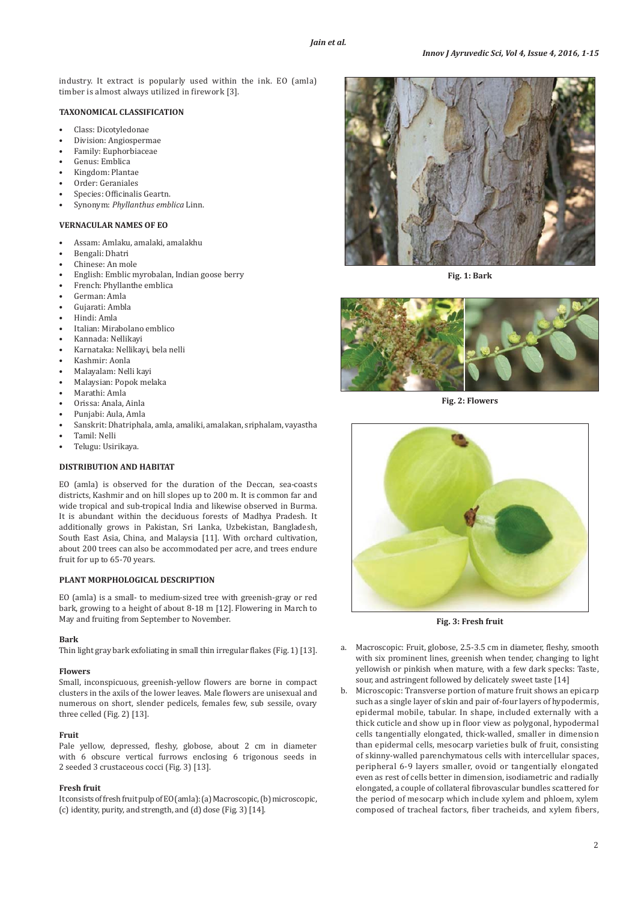industry. It extract is popularly used within the ink. EO (amla) timber is almost always utilized in firework [3].

## TAXONOMICAL CLASSIFICATION

- Class: Dicotyledonae
- Division: Angiospermae
- Family: Euphorbiaceae
- Genus: Emblica
- Kingdom: Plantae
- Order: Geraniales
- Species: Officinalis Geartn.
- Synonym: *Phyllanthus emblica* Linn.

## VERNACULAR NAMES OF EO

- Assam: Amlaku, amalaki, amalakhu
- Bengali: Dhatri
- Chinese: An mole
- English: Emblic myrobalan, Indian goose berry
- French: Phyllanthe emblica
- German: Amla
- Gujarati: Ambla
- Hindi: Amla
- Italian: Mirabolano emblico
- Kannada: Nellikayi
- Karnataka: Nellikayi, bela nelli
- Kashmir: Aonla
- Malayalam: Nelli kayi
- Malaysian: Popok melaka
- Marathi: Amla
- Orissa: Anala, Ainla
- Punjabi: Aula, Amla
- Sanskrit: Dhatriphala, amla, amaliki, amalakan, sriphalam, vayastha
- Tamil: Nelli
- Telugu: Usirikaya.

## DISTRIBUTION AND HABITAT

EO (amla) is observed for the duration of the Deccan, sea-coasts districts, Kashmir and on hill slopes up to 200 m. It is common far and wide tropical and sub-tropical India and likewise observed in Burma. It is abundant within the deciduous forests of Madhya Pradesh. It additionally grows in Pakistan, Sri Lanka, Uzbekistan, Bangladesh, South East Asia, China, and Malaysia [11]. With orchard cultivation, about 200 trees can also be accommodated per acre, and trees endure fruit for up to 65-70 years.

## PLANT MORPHOLOGICAL DESCRIPTION

EO (amla) is a small- to medium-sized tree with greenish-gray or red bark, growing to a height of about 8-18 m [12]. Flowering in March to May and fruiting from September to November.

### Bark

Thin light gray bark exfoliating in small thin irregular flakes (Fig. 1) [13].

### Flowers

Small, inconspicuous, greenish-yellow flowers are borne in compact clusters in the axils of the lower leaves. Male flowers are unisexual and numerous on short, slender pedicels, females few, sub sessile, ovary three celled (Fig. 2) [13].

### Fruit

Pale yellow, depressed, fleshy, globose, about 2 cm in diameter with 6 obscure vertical furrows enclosing 6 trigonous seeds in 2 seeded 3 crustaceous cocci (Fig. 3) [13].

### Fresh fruit

It consists of fresh fruit pulp of EO (amla): (a) Macroscopic, (b) microscopic, (c) identity, purity, and strength, and (d) dose (Fig. 3) [14].

**Fig. 1: Bark**

**Fig. 2: Flowers**

**Fig. 3: Fresh fruit**

a. Macroscopic: Fruit, globose, 2.5-3.5 cm in diameter, fleshy, smooth with six prominent lines, greenish when tender, changing to light yellowish or pinkish when mature, with a few dark specks: Taste, sour, and astringent followed by delicately sweet taste [14]

b. Microscopic: Transverse portion of mature fruit shows an epicarp such as a single layer of skin and pair of-four layers of hypodermis, epidermal mobile, tabular. In shape, included externally with a thick cuticle and show up in floor view as polygonal, hypodermal cells tangentially elongated, thick-walled, smaller in dimension than epidermal cells, mesocarp varieties bulk of fruit, consisting of skinny-walled parenchymatous cells with intercellular spaces, peripheral 6-9 layers smaller, ovoid or tangentially elongated even as rest of cells better in dimension, isodiametric and radially elongated, a couple of collateral fibrovascular bundles scattered for the period of mesocarp which include xylem and phloem, xylem composed of tracheal factors, fiber tracheids, and xylem fibers,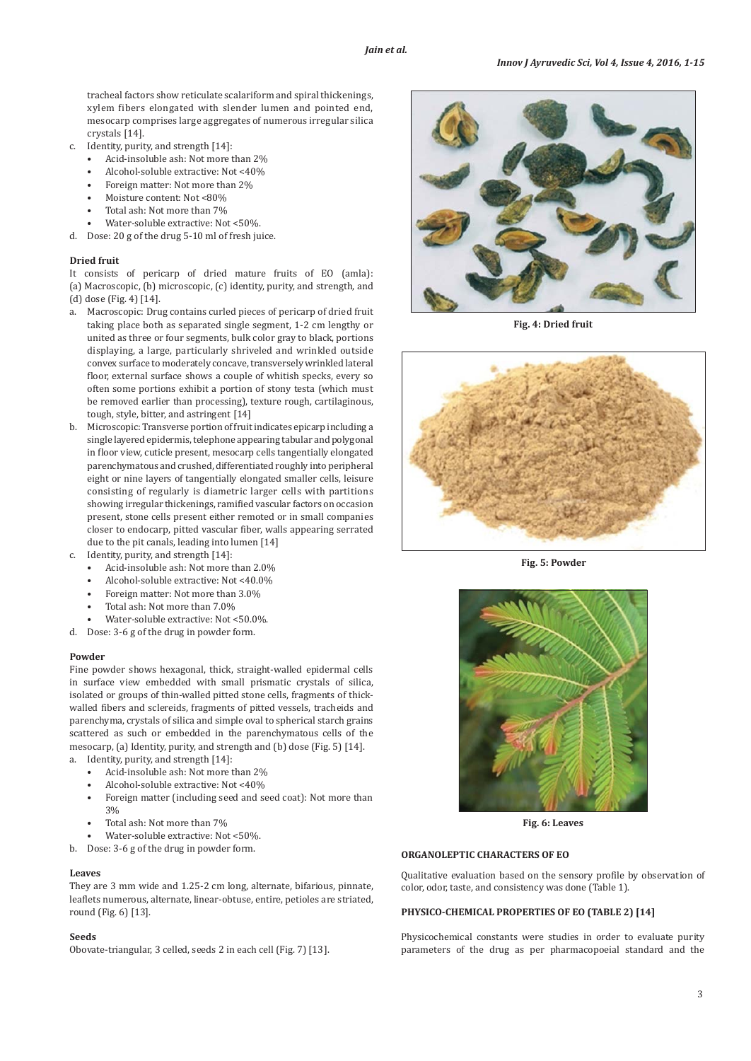tracheal factors show reticulate scalariform and spiral thickenings, xylem fibers elongated with slender lumen and pointed end, mesocarp comprises large aggregates of numerous irregular silica crystals [14].

c. Identity, purity, and strength [14]:
   - Acid-insoluble ash: Not more than 2%
   - Alcohol-soluble extractive: Not <40%
   - Foreign matter: Not more than 2%
   - Moisture content: Not <80%
   - Total ash: Not more than 7%
   - Water-soluble extractive: Not <50%.

d. Dose: 20 g of the drug 5-10 ml of fresh juice.

**Dried fruit**

It consists of pericarp of dried mature fruits of EO (amla): (a) Macroscopic, (b) microscopic, (c) identity, purity, and strength, and (d) dose (Fig. 4) [14].

a. Macroscopic: Drug contains curled pieces of pericarp of dried fruit taking place both as separated single segment, 1-2 cm lengthy or united as three or four segments, bulk color gray to black, portions displaying, a large, particularly shriveled and wrinkled outside convex surface to moderately concave, transversely wrinkled lateral floor, external surface shows a couple of whitish specks, every so often some portions exhibit a portion of stony testa (which must be removed earlier than processing), texture rough, cartilaginous, tough, style, bitter, and astringent [14]

b. Microscopic: Transverse portion of fruit indicates epicarp including a single layered epidermis, telephone appearing tabular and polygonal in floor view, cuticle present, mesocarp cells tangentially elongated parenchymatous and crushed, differentiated roughly into peripheral eight or nine layers of tangentially elongated smaller cells, leisure consisting of regularly is diametric larger cells with partitions showing irregular thickenings, ramified vascular factors on occasion present, stone cells present either remoted or in small companies closer to endocarp, pitted vascular fiber, walls appearing serrated due to the pit canals, leading into lumen [14]

c. Identity, purity, and strength [14]:
   - Acid-insoluble ash: Not more than 2.0%
   - Alcohol-soluble extractive: Not <40.0%
   - Foreign matter: Not more than 3.0%
   - Total ash: Not more than 7.0%
   - Water-soluble extractive: Not <50.0%.

d. Dose: 3-6 g of the drug in powder form.

**Powder**

Fine powder shows hexagonal, thick, straight-walled epidermal cells in surface view embedded with small prismatic crystals of silica, isolated or groups of thin-walled pitted stone cells, fragments of thick-walled fibers and sclereids, fragments of pitted vessels, tracheids and parenchyma, crystals of silica and simple oval to spherical starch grains scattered as such or embedded in the parenchymatous cells of the mesocarp, (a) Identity, purity, and strength and (b) dose (Fig. 5) [14].

a. Identity, purity, and strength [14]:
   - Acid-insoluble ash: Not more than 2%
   - Alcohol-soluble extractive: Not <40%
   - Foreign matter (including seed and seed coat): Not more than 3%
   - Total ash: Not more than 7%
   - Water-soluble extractive: Not <50%.

b. Dose: 3-6 g of the drug in powder form.

**Leaves**

They are 3 mm wide and 1.25-2 cm long, alternate, bifarious, pinnate, leaflets numerous, alternate, linear-obtuse, entire, petioles are striated, round (Fig. 6) [13].

**Seeds**

Obovate-triangular, 3 celled, seeds 2 in each cell (Fig. 7) [13].

**Fig. 4: Dried fruit**

**Fig. 5: Powder**

**Fig. 6: Leaves**

**ORGANOLEPTIC CHARACTERS OF EO**

Qualitative evaluation based on the sensory profile by observation of color, odor, taste, and consistency was done (Table 1).

**PHYSICO-CHEMICAL PROPERTIES OF EO (TABLE 2) [14]**

Physicochemical constants were studies in order to evaluate purity parameters of the drug as per pharmacopoeial standard and the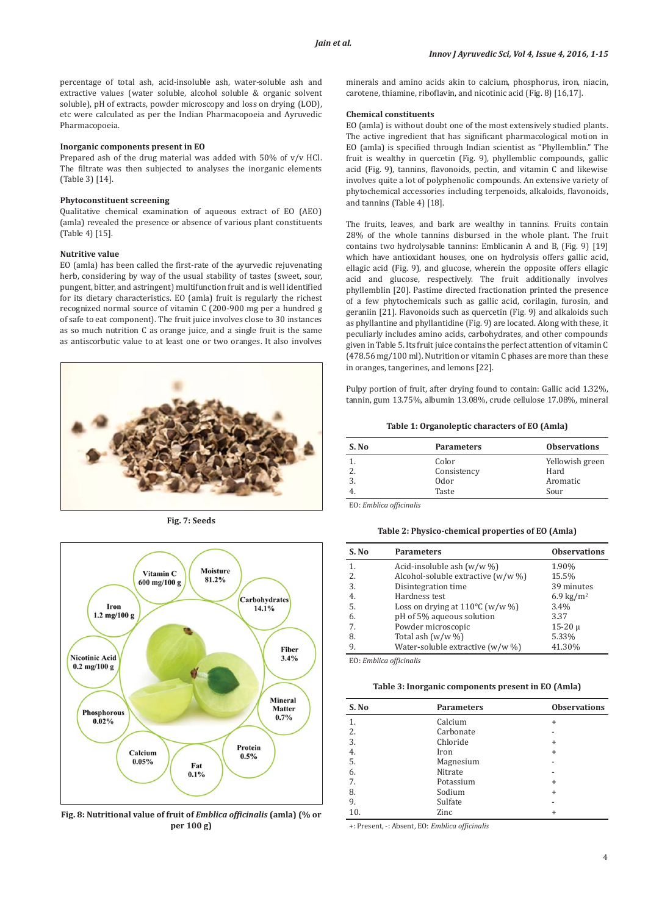percentage of total ash, acid-insoluble ash, water-soluble ash and extractive values (water soluble, alcohol soluble & organic solvent soluble), pH of extracts, powder microscopy and loss on drying (LOD), etc were calculated as per the Indian Pharmacopoeia and Ayruvedic Pharmacopoeia.

### Inorganic components present in EO

Prepared ash of the drug material was added with 50% of v/v HCl. The filtrate was then subjected to analyses the inorganic elements (Table 3) [14].

### Phytoconstituent screening

Qualitative chemical examination of aqueous extract of EO (AEO) (amla) revealed the presence or absence of various plant constituents (Table 4) [15].

### Nutritive value

EO (amla) has been called the first-rate of the ayurvedic rejuvenating herb, considering by way of the usual stability of tastes (sweet, sour, pungent, bitter, and astringent) multifunction fruit and is well identified for its dietary characteristics. EO (amla) fruit is regularly the richest recognized normal source of vitamin C (200-900 mg per a hundred g of safe to eat component). The fruit juice involves close to 30 instances as so much nutrition C as orange juice, and a single fruit is the same as antiscorbutic value to at least one or two oranges. It also involves minerals and amino acids akin to calcium, phosphorus, iron, niacin, carotene, thiamine, riboflavin, and nicotinic acid (Fig. 8) [16,17].

Fig. 7: Seeds

Vitamin C
600 mg/100 g
Moisture
81.2%
Iron
1.2 mg/100 g
Carbohydrates
14.1%
Nicotinic Acid
0.2 mg/100 g
Fiber
3.4%
Mineral
Matter
0.7%
Phosphorous
0.02%
Protein
0.5%
Calcium
0.05%
Fat
0.1%

Fig. 8: Nutritional value of fruit of *Emblica officinalis* (amla) (% or per 100 g)

### Chemical constituents

EO (amla) is without doubt one of the most extensively studied plants. The active ingredient that has significant pharmacological motion in EO (amla) is specified through Indian scientist as "Phyllemblin." The fruit is wealthy in quercetin (Fig. 9), phyllemblic compounds, gallic acid (Fig. 9), tannins, flavonoids, pectin, and vitamin C and likewise involves quite a lot of polyphenolic compounds. An extensive variety of phytochemical accessories including terpenoids, alkaloids, flavonoids, and tannins (Table 4) [18].

The fruits, leaves, and bark are wealthy in tannins. Fruits contain 28% of the whole tannins disbursed in the whole plant. The fruit contains two hydrolysable tannins: Emblicanin A and B, (Fig. 9) [19] which have antioxidant houses, one on hydrolysis offers gallic acid, ellagic acid and glucose, wherein the opposite offers ellagic acid and glucose, respectively. The fruit additionally involves phyllemblin [20]. Pastime directed fractionation printed the presence of a few phytochemicals such as gallic acid, corilagin, furosin, and geraniin [21]. Flavonoids such as quercetin (Fig. 9) and alkaloids such as phyllantine and phyllantidine (Fig. 9) are located. Along with these, it peculiarly includes amino acids, carbohydrates, and other compounds given in Table 5. Its fruit juice contains the perfect attention of vitamin C (478.56 mg/100 ml). Nutrition or vitamin C phases are more than these in oranges, tangerines, and lemons [22].

Pulpy portion of fruit, after drying found to contain: Gallic acid 1.32%, tannin, gum 13.75%, albumin 13.08%, crude cellulose 17.08%, mineral

**Table 1: Organoleptic characters of EO (Amla)**

| S. No | Parameters | Observations |
|---|---|---|
| 1. | Color | Yellowish green |
| 2. | Consistency | Hard |
| 3. | Odor | Aromatic |
| 4. | Taste | Sour |

EO: *Emblica officinalis*

**Table 2: Physico-chemical properties of EO (Amla)**

| S. No | Parameters | Observations |
|---|---|---|
| 1. | Acid-insoluble ash (w/w %) | 1.90% |
| 2. | Alcohol-soluble extractive (w/w %) | 15.5% |
| 3. | Disintegration time | 39 minutes |
| 4. | Hardness test | 6.9 kg/m$^2$ |
| 5. | Loss on drying at 110°C (w/w %) | 3.4% |
| 6. | pH of 5% aqueous solution | 3.37 |
| 7. | Powder microscopic | 15-20 µ |
| 8. | Total ash (w/w %) | 5.33% |
| 9. | Water-soluble extractive (w/w %) | 41.30% |

EO: *Emblica officinalis*

**Table 3: Inorganic components present in EO (Amla)**

| S. No | Parameters | Observations |
|---|---|---|
| 1. | Calcium | + |
| 2. | Carbonate | - |
| 3. | Chloride | + |
| 4. | Iron | + |
| 5. | Magnesium | - |
| 6. | Nitrate | - |
| 7. | Potassium | + |
| 8. | Sodium | + |
| 9. | Sulfate | - |
| 10. | Zinc | + |

+: Present, -: Absent, EO: *Emblica officinalis*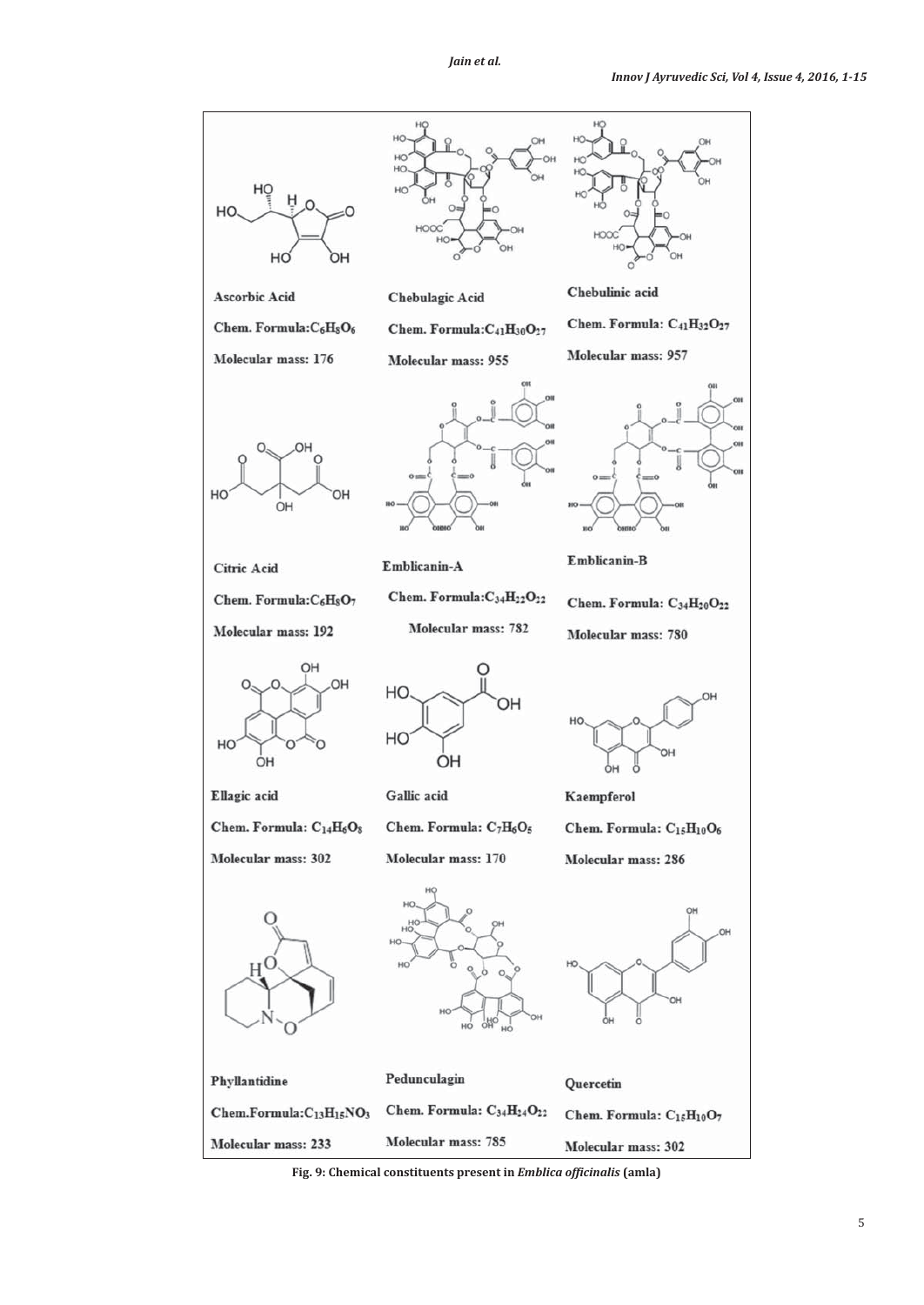Ascorbic Acid

Chem. Formula: $C_6H_8O_6$

Molecular mass: 176

Chebulagic Acid

Chem. Formula: $C_{41}H_{30}O_{27}$

Molecular mass: 955

Chebulinic acid

Chem. Formula: $C_{41}H_{32}O_{27}$

Molecular mass: 957

Citric Acid

Chem. Formula: $C_6H_8O_7$

Molecular mass: 192

Emblicanin-A

Chem. Formula: $C_{34}H_{22}O_{22}$

Molecular mass: 782

Emblicanin-B

Chem. Formula: $C_{34}H_{20}O_{22}$

Molecular mass: 780

Ellagic acid

Chem. Formula: $C_{14}H_6O_8$

Molecular mass: 302

Gallic acid

Chem. Formula: $C_7H_6O_5$

Molecular mass: 170

Kaempferol

Chem. Formula: $C_{15}H_{10}O_6$

Molecular mass: 286

Phyllantidine

Chem.Formula: $C_{13}H_{15}NO_3$

Molecular mass: 233

Pedunculagin

Chem. Formula: $C_{34}H_{24}O_{22}$

Molecular mass: 785

Quercetin

Chem. Formula: $C_{15}H_{10}O_7$

Molecular mass: 302

**Fig. 9: Chemical constituents present in *Emblica officinalis* (amla)**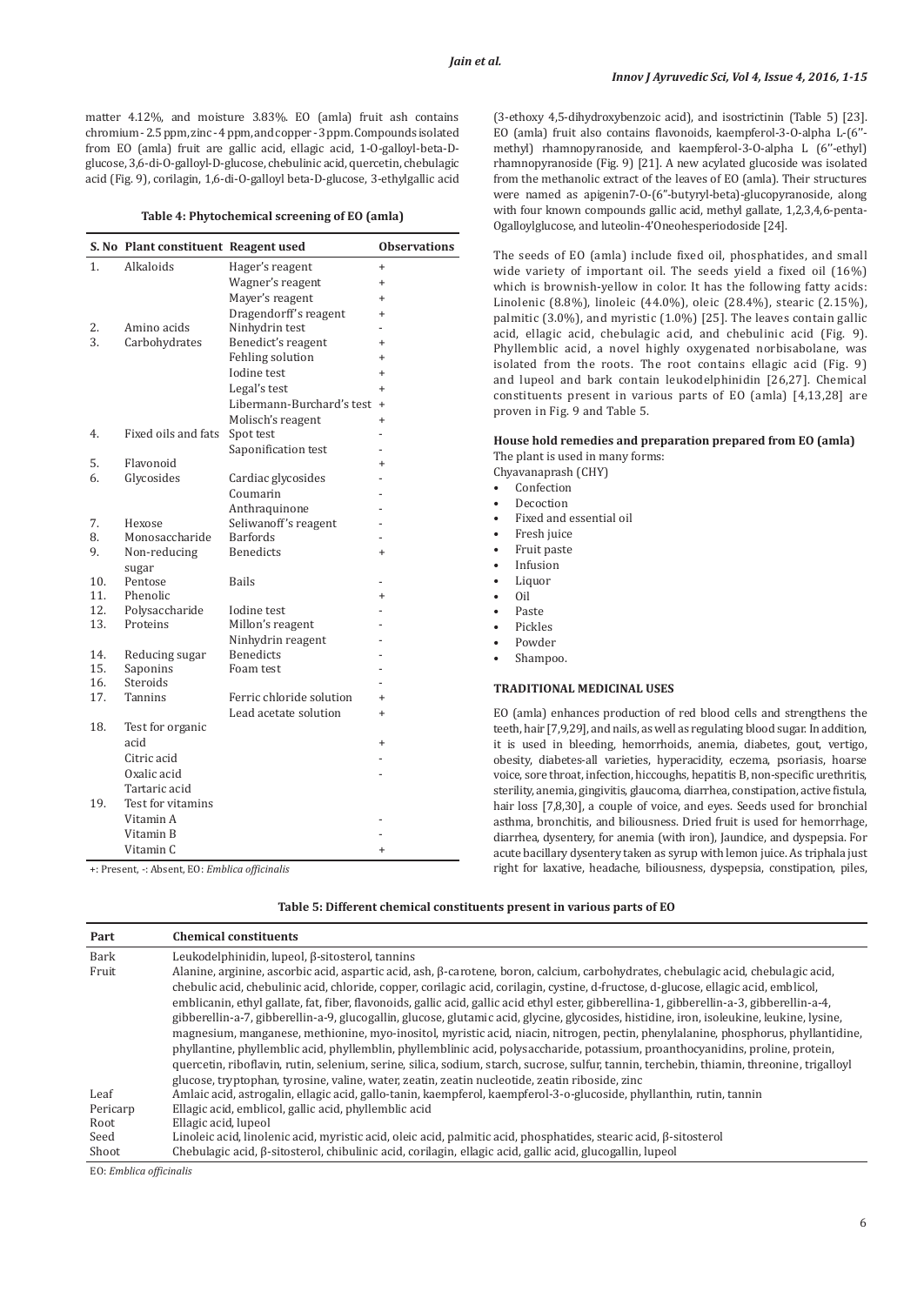matter 4.12%, and moisture 3.83%. EO (amla) fruit ash contains chromium - 2.5 ppm, zinc - 4 ppm, and copper - 3 ppm. Compounds isolated from EO (amla) fruit are gallic acid, ellagic acid, 1-O-galloyl-beta-D-glucose, 3,6-di-O-galloyl-D-glucose, chebulinic acid, quercetin, chebulagic acid (Fig. 9), corilagin, 1,6-di-O-galloyl beta-D-glucose, 3-ethylgallic acid (3-ethoxy 4,5-dihydroxybenzoic acid), and isostrictinin (Table 5) [23]. EO (amla) fruit also contains flavonoids, kaempferol-3-O-alpha L-(6''-methyl) rhamnopyranoside, and kaempferol-3-O-alpha L (6''-ethyl) rhamnopyranoside (Fig. 9) [21]. A new acylated glucoside was isolated from the methanolic extract of the leaves of EO (amla). Their structures were named as apigenin7-O-(6"-butyryl-beta)-glucopyranoside, along with four known compounds gallic acid, methyl gallate, 1,2,3,4,6-penta-Ogalloylglucose, and luteolin-4'Oneohesperiodoside [24].

**Table 4: Phytochemical screening of EO (amla)**

| S. No | Plant constituent | Reagent used | Observations |
|---|---|---|---|
| 1. | Alkaloids | Hager's reagent | + |
| | | Wagner's reagent | + |
| | | Mayer's reagent | + |
| | | Dragendorff's reagent | + |
| 2. | Amino acids | Ninhydrin test | - |
| 3. | Carbohydrates | Benedict's reagent | + |
| | | Fehling solution | + |
| | | Iodine test | + |
| | | Legal's test | + |
| | | Libermann-Burchard's test | + |
| | | Molisch's reagent | + |
| 4. | Fixed oils and fats | Spot test | - |
| | | Saponification test | - |
| 5. | Flavonoid | | + |
| 6. | Glycosides | Cardiac glycosides | - |
| | | Coumarin | - |
| | | Anthraquinone | - |
| 7. | Hexose | Seliwanoff's reagent | - |
| 8. | Monosaccharide | Barfords | - |
| 9. | Non-reducing sugar | Benedicts | + |
| 10. | Pentose | Bails | - |
| 11. | Phenolic | | + |
| 12. | Polysaccharide | Iodine test | - |
| 13. | Proteins | Millon's reagent | - |
| | | Ninhydrin reagent | - |
| 14. | Reducing sugar | Benedicts | - |
| 15. | Saponins | Foam test | - |
| 16. | Steroids | | - |
| 17. | Tannins | Ferric chloride solution | + |
| | | Lead acetate solution | + |
| 18. | Test for organic acid | | + |
| | Citric acid | | - |
| | Oxalic acid | | - |
| | Tartaric acid | | |
| 19. | Test for vitamins | | |
| | Vitamin A | | - |
| | Vitamin B | | - |
| | Vitamin C | | + |

+: Present, -: Absent, EO: *Emblica officinalis*

The seeds of EO (amla) include fixed oil, phosphatides, and small wide variety of important oil. The seeds yield a fixed oil (16%) which is brownish-yellow in color. It has the following fatty acids: Linolenic (8.8%), linoleic (44.0%), oleic (28.4%), stearic (2.15%), palmitic (3.0%), and myristic (1.0%) [25]. The leaves contain gallic acid, ellagic acid, chebulagic acid, and chebulinic acid (Fig. 9). Phyllemblic acid, a novel highly oxygenated norbisabolane, was isolated from the roots. The root contains ellagic acid (Fig. 9) and lupeol and bark contain leukodelphinidin [26,27]. Chemical constituents present in various parts of EO (amla) [4,13,28] are proven in Fig. 9 and Table 5.

### House hold remedies and preparation prepared from EO (amla)

The plant is used in many forms:

Chyavanaprash (CHY)

- Confection
- Decoction
- Fixed and essential oil
- Fresh juice
- Fruit paste
- Infusion
- Liquor
- Oil
- Paste
- Pickles
- Powder
- Shampoo.

## TRADITIONAL MEDICINAL USES

EO (amla) enhances production of red blood cells and strengthens the teeth, hair [7,9,29], and nails, as well as regulating blood sugar. In addition, it is used in bleeding, hemorrhoids, anemia, diabetes, gout, vertigo, obesity, diabetes-all varieties, hyperacidity, eczema, psoriasis, hoarse voice, sore throat, infection, hiccoughs, hepatitis B, non-specific urethritis, sterility, anemia, gingivitis, glaucoma, diarrhea, constipation, active fistula, hair loss [7,8,30], a couple of voice, and eyes. Seeds used for bronchial asthma, bronchitis, and biliousness. Dried fruit is used for hemorrhage, diarrhea, dysentery, for anemia (with iron), Jaundice, and dyspepsia. For acute bacillary dysentery taken as syrup with lemon juice. As triphala just right for laxative, headache, biliousness, dyspepsia, constipation, piles,

**Table 5: Different chemical constituents present in various parts of EO**

| Part | Chemical constituents |
|---|---|
| Bark | Leukodelphinidin, lupeol, β-sitosterol, tannins |
| Fruit | Alanine, arginine, ascorbic acid, aspartic acid, ash, β-carotene, boron, calcium, carbohydrates, chebulagic acid, chebulagic acid, chebulic acid, chebulinic acid, chloride, copper, corilagic acid, corilagin, cystine, d-fructose, d-glucose, ellagic acid, emblicol, emblicanin, ethyl gallate, fat, fiber, flavonoids, gallic acid, gallic acid ethyl ester, gibberellina-1, gibberellin-a-3, gibberellin-a-4, gibberellin-a-7, gibberellin-a-9, glucogallin, glucose, glutamic acid, glycine, glycosides, histidine, iron, isoleukine, leukine, lysine, magnesium, manganese, methionine, myo-inositol, myristic acid, niacin, nitrogen, pectin, phenylalanine, phosphorus, phyllantidine, phyllantine, phyllemblic acid, phyllemblin, phyllemblinic acid, polysaccharide, potassium, proanthocyanidins, proline, protein, quercetin, riboflavin, rutin, selenium, serine, silica, sodium, starch, sucrose, sulfur, tannin, terchebin, thiamin, threonine, trigalloyl glucose, tryptophan, tyrosine, valine, water, zeatin, zeatin nucleotide, zeatin riboside, zinc |
| Leaf | Amlaic acid, astrogalin, ellagic acid, gallo-tannin, kaempferol, kaempferol-3-o-glucoside, phyllanthin, rutin, tannin |
| Pericarp | Ellagic acid, emblicol, gallic acid, phyllemblic acid |
| Root | Ellagic acid, lupeol |
| Seed | Linoleic acid, linolenic acid, myristic acid, oleic acid, palmitic acid, phosphatides, stearic acid, β-sitosterol |
| Shoot | Chebulagic acid, β-sitosterol, chibulinic acid, corilagin, ellagic acid, gallic acid, glucogallin, lupeol |

EO: *Emblica officinalis*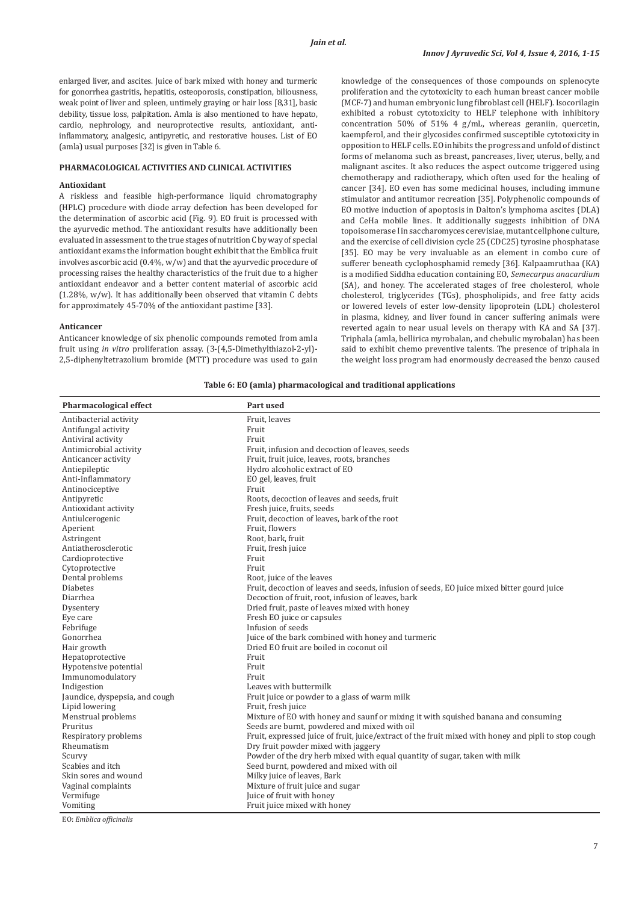enlarged liver, and ascites. Juice of bark mixed with honey and turmeric for gonorrhea gastritis, hepatitis, osteoporosis, constipation, biliousness, weak point of liver and spleen, untimely graying or hair loss [8,31], basic debility, tissue loss, palpitation. Amla is also mentioned to have hepato, cardio, nephrology, and neuroprotective results, antioxidant, anti-inflammatory, analgesic, antipyretic, and restorative houses. List of EO (amla) usual purposes [32] is given in Table 6.

## PHARMACOLOGICAL ACTIVITIES AND CLINICAL ACTIVITIES

### Antioxidant

A riskless and feasible high-performance liquid chromatography (HPLC) procedure with diode array defection has been developed for the determination of ascorbic acid (Fig. 9). EO fruit is processed with the ayurvedic method. The antioxidant results have additionally been evaluated in assessment to the true stages of nutrition C by way of special antioxidant exams the information bought exhibit that the Emblica fruit involves ascorbic acid (0.4%, w/w) and that the ayurvedic procedure of processing raises the healthy characteristics of the fruit due to a higher antioxidant endeavor and a better content material of ascorbic acid (1.28%, w/w). It has additionally been observed that vitamin C debts for approximately 45-70% of the antioxidant pastime [33].

### Anticancer

Anticancer knowledge of six phenolic compounds remoted from amla fruit using *in vitro* proliferation assay. (3-(4,5-Dimethylthiazol-2-yl)-2,5-diphenyltetrazolium bromide (MTT) procedure was used to gain knowledge of the consequences of those compounds on splenocyte proliferation and the cytotoxicity to each human breast cancer mobile (MCF-7) and human embryonic lung fibroblast cell (HELF). Isocorilagin exhibited a robust cytotoxicity to HELF telephone with inhibitory concentration 50% of 51% 4 g/mL, whereas geraniin, quercetin, kaempferol, and their glycosides confirmed susceptible cytotoxicity in opposition to HELF cells. EO inhibits the progress and unfold of distinct forms of melanoma such as breast, pancreases, liver, uterus, belly, and malignant ascites. It also reduces the aspect outcome triggered using chemotherapy and radiotherapy, which often used for the healing of cancer [34]. EO even has some medicinal houses, including immune stimulator and antitumor recreation [35]. Polyphenolic compounds of EO motive induction of apoptosis in Dalton's lymphoma ascites (DLA) and CeHa mobile lines. It additionally suggests inhibition of DNA topoisomerase I in saccharomyces cerevisiae, mutant cellphone culture, and the exercise of cell division cycle 25 (CDC25) tyrosine phosphatase [35]. EO may be very invaluable as an element in combo cure of sufferer beneath cyclophosphamid remedy [36]. Kalpaamruthaa (KA) is a modified Siddha education containing EO, *Semecarpus anacardium* (SA), and honey. The accelerated stages of free cholesterol, whole cholesterol, triglycerides (TGs), phospholipids, and free fatty acids or lowered levels of ester low-density lipoprotein (LDL) cholesterol in plasma, kidney, and liver found in cancer suffering animals were reverted again to near usual levels on therapy with KA and SA [37]. Triphala (amla, bellirica myrobalan, and chebulic myrobalan) has been said to exhibit chemo preventive talents. The presence of triphala in the weight loss program had enormously decreased the benzo caused

**Table 6: EO (amla) pharmacological and traditional applications**

| Pharmacological effect | Part used |
|---|---|
| Antibacterial activity | Fruit, leaves |
| Antifungal activity | Fruit |
| Antiviral activity | Fruit |
| Antimicrobial activity | Fruit, infusion and decoction of leaves, seeds |
| Anticancer activity | Fruit, fruit juice, leaves, roots, branches |
| Antiepileptic | Hydro alcoholic extract of EO |
| Anti-inflammatory | EO gel, leaves, fruit |
| Antinociceptive | Fruit |
| Antipyretic | Roots, decoction of leaves and seeds, fruit |
| Antioxidant activity | Fresh juice, fruits, seeds |
| Antiulcerogenic | Fruit, decoction of leaves, bark of the root |
| Aperient | Fruit, flowers |
| Astringent | Root, bark, fruit |
| Antiatherosclerotic | Fruit, fresh juice |
| Cardioprotective | Fruit |
| Cytoprotective | Fruit |
| Dental problems | Root, juice of the leaves |
| Diabetes | Fruit, decoction of leaves and seeds, infusion of seeds, EO juice mixed bitter gourd juice |
| Diarrhea | Decoction of fruit, root, infusion of leaves, bark |
| Dysentery | Dried fruit, paste of leaves mixed with honey |
| Eye care | Fresh EO juice or capsules |
| Febrifuge | Infusion of seeds |
| Gonorrhea | Juice of the bark combined with honey and turmeric |
| Hair growth | Dried EO fruit are boiled in coconut oil |
| Hepatoprotective | Fruit |
| Hypotensive potential | Fruit |
| Immunomodulatory | Fruit |
| Indigestion | Leaves with buttermilk |
| Jaundice, dyspepsia, and cough | Fruit juice or powder to a glass of warm milk |
| Lipid lowering | Fruit, fresh juice |
| Menstrual problems | Mixture of EO with honey and saunf or mixing it with squished banana and consuming |
| Pruritus | Seeds are burnt, powdered and mixed with oil |
| Respiratory problems | Fruit, expressed juice of fruit, juice/extract of the fruit mixed with honey and pipli to stop cough |
| Rheumatism | Dry fruit powder mixed with jaggery |
| Scurvy | Powder of the dry herb mixed with equal quantity of sugar, taken with milk |
| Scabies and itch | Seed burnt, powdered and mixed with oil |
| Skin sores and wound | Milky juice of leaves, Bark |
| Vaginal complaints | Mixture of fruit juice and sugar |
| Vermifuge | Juice of fruit with honey |
| Vomiting | Fruit juice mixed with honey |

EO: *Emblica officinalis*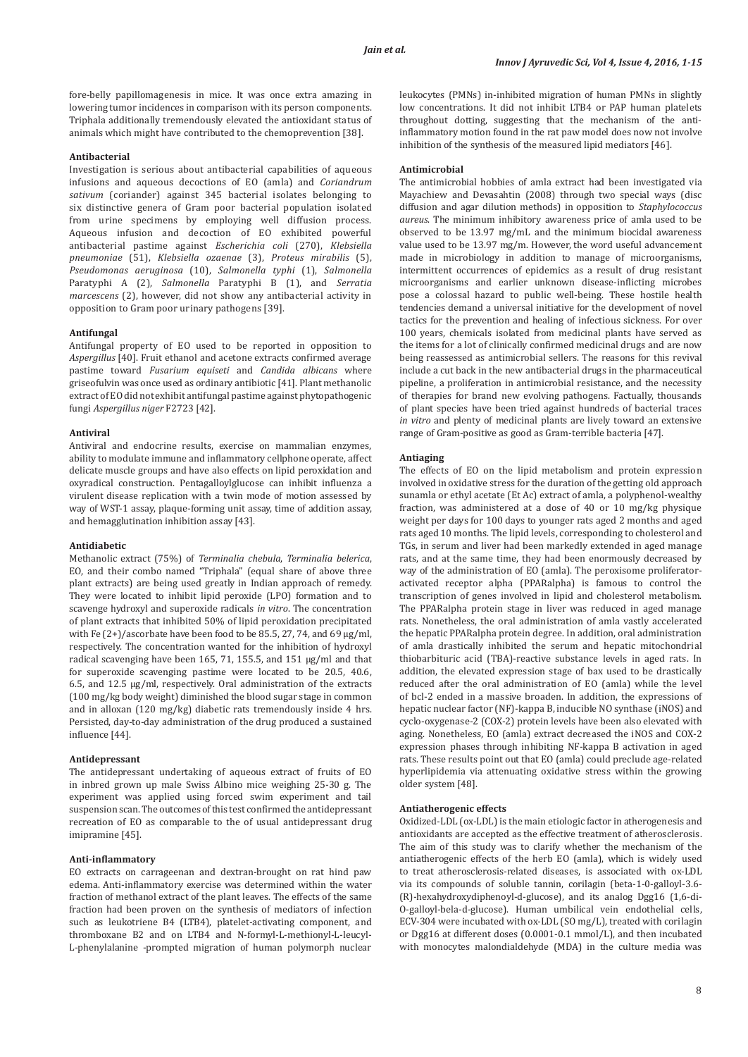fore-belly papillomagenesis in mice. It was once extra amazing in lowering tumor incidences in comparison with its person components. Triphala additionally tremendously elevated the antioxidant status of animals which might have contributed to the chemoprevention [38].

**Antibacterial**

Investigation is serious about antibacterial capabilities of aqueous infusions and aqueous decoctions of EO (amla) and *Coriandrum sativum* (coriander) against 345 bacterial isolates belonging to six distinctive genera of Gram poor bacterial population isolated from urine specimens by employing well diffusion process. Aqueous infusion and decoction of EO exhibited powerful antibacterial pastime against *Escherichia coli* (270), *Klebsiella pneumoniae* (51), *Klebsiella ozaenae* (3), *Proteus mirabilis* (5), *Pseudomonas aeruginosa* (10), *Salmonella typhi* (1), *Salmonella* Paratyphi A (2), *Salmonella* Paratyphi B (1), and *Serratia marcescens* (2), however, did not show any antibacterial activity in opposition to Gram poor urinary pathogens [39].

**Antifungal**

Antifungal property of EO used to be reported in opposition to *Aspergillus* [40]. Fruit ethanol and acetone extracts confirmed average pastime toward *Fusarium equiseti* and *Candida albicans* where griseofulvin was once used as ordinary antibiotic [41]. Plant methanolic extract of EO did not exhibit antifungal pastime against phytopathogenic fungi *Aspergillus niger* F2723 [42].

**Antiviral**

Antiviral and endocrine results, exercise on mammalian enzymes, ability to modulate immune and inflammatory cellphone operate, affect delicate muscle groups and have also effects on lipid peroxidation and oxyradical construction. Pentagalloylglucose can inhibit influenza a virulent disease replication with a twin mode of motion assessed by way of WST-1 assay, plaque-forming unit assay, time of addition assay, and hemagglutination inhibition assay [43].

**Antidiabetic**

Methanolic extract (75%) of *Terminalia chebula*, *Terminalia belerica*, EO, and their combo named "Triphala" (equal share of above three plant extracts) are being used greatly in Indian approach of remedy. They were located to inhibit lipid peroxide (LPO) formation and to scavenge hydroxyl and superoxide radicals *in vitro*. The concentration of plant extracts that inhibited 50% of lipid peroxidation precipitated with Fe (2+)/ascorbate have been found to be 85.5, 27, 74, and 69 μg/ml, respectively. The concentration wanted for the inhibition of hydroxyl radical scavenging have been 165, 71, 155.5, and 151 μg/ml and that for superoxide scavenging pastime were located to be 20.5, 40.6, 6.5, and 12.5 μg/ml, respectively. Oral administration of the extracts (100 mg/kg body weight) diminished the blood sugar stage in common and in alloxan (120 mg/kg) diabetic rats tremendously inside 4 hrs. Persisted, day-to-day administration of the drug produced a sustained influence [44].

**Antidepressant**

The antidepressant undertaking of aqueous extract of fruits of EO in inbred grown up male Swiss Albino mice weighing 25-30 g. The experiment was applied using forced swim experiment and tail suspension scan. The outcomes of this test confirmed the antidepressant recreation of EO as comparable to the of usual antidepressant drug imipramine [45].

**Anti-inflammatory**

EO extracts on carrageenan and dextran-brought on rat hind paw edema. Anti-inflammatory exercise was determined within the water fraction of methanol extract of the plant leaves. The effects of the same fraction had been proven on the synthesis of mediators of infection such as leukotriene B4 (LTB4), platelet-activating component, and thromboxane B2 and on LTB4 and N-formyl-L-methionyl-L-leucyl-L-phenylalanine -prompted migration of human polymorph nuclear leukocytes (PMNs) in-inhibited migration of human PMNs in slightly low concentrations. It did not inhibit LTB4 or PAP human platelets throughout dotting, suggesting that the mechanism of the anti-inflammatory motion found in the rat paw model does now not involve inhibition of the synthesis of the measured lipid mediators [46].

**Antimicrobial**

The antimicrobial hobbies of amla extract had been investigated via Mayachiew and Devasahtin (2008) through two special ways (disc diffusion and agar dilution methods) in opposition to *Staphylococcus aureus*. The minimum inhibitory awareness price of amla used to be observed to be 13.97 mg/mL and the minimum biocidal awareness value used to be 13.97 mg/m. However, the word useful advancement made in microbiology in addition to manage of microorganisms, intermittent occurrences of epidemics as a result of drug resistant microorganisms and earlier unknown disease-inflicting microbes pose a colossal hazard to public well-being. These hostile health tendencies demand a universal initiative for the development of novel tactics for the prevention and healing of infectious sickness. For over 100 years, chemicals isolated from medicinal plants have served as the items for a lot of clinically confirmed medicinal drugs and are now being reassessed as antimicrobial sellers. The reasons for this revival include a cut back in the new antibacterial drugs in the pharmaceutical pipeline, a proliferation in antimicrobial resistance, and the necessity of therapies for brand new evolving pathogens. Factually, thousands of plant species have been tried against hundreds of bacterial traces *in vitro* and plenty of medicinal plants are lively toward an extensive range of Gram-positive as good as Gram-terrible bacteria [47].

**Antiaging**

The effects of EO on the lipid metabolism and protein expression involved in oxidative stress for the duration of the getting old approach sunamla or ethyl acetate (Et Ac) extract of amla, a polyphenol-wealthy fraction, was administered at a dose of 40 or 10 mg/kg physique weight per days for 100 days to younger rats aged 2 months and aged rats aged 10 months. The lipid levels, corresponding to cholesterol and TGs, in serum and liver had been markedly extended in aged manage rats, and at the same time, they had been enormously decreased by way of the administration of EO (amla). The peroxisome proliferator-activated receptor alpha (PPARalpha) is famous to control the transcription of genes involved in lipid and cholesterol metabolism. The PPARalpha protein stage in liver was reduced in aged manage rats. Nonetheless, the oral administration of amla vastly accelerated the hepatic PPARalpha protein degree. In addition, oral administration of amla drastically inhibited the serum and hepatic mitochondrial thiobarbituric acid (TBA)-reactive substance levels in aged rats. In addition, the elevated expression stage of bax used to be drastically reduced after the oral administration of EO (amla) while the level of bcl-2 ended in a massive broaden. In addition, the expressions of hepatic nuclear factor (NF)-kappa B, inducible NO synthase (iNOS) and cyclo-oxygenase-2 (COX-2) protein levels have been also elevated with aging. Nonetheless, EO (amla) extract decreased the iNOS and COX-2 expression phases through inhibiting NF-kappa B activation in aged rats. These results point out that EO (amla) could preclude age-related hyperlipidemia via attenuating oxidative stress within the growing older system [48].

**Antiatherogenic effects**

Oxidized-LDL (ox-LDL) is the main etiologic factor in atherogenesis and antioxidants are accepted as the effective treatment of atherosclerosis. The aim of this study was to clarify whether the mechanism of the antiatherogenic effects of the herb EO (amla), which is widely used to treat atherosclerosis-related diseases, is associated with ox-LDL via its compounds of soluble tannin, corilagin (beta-1-0-galloyl-3.6-(R)-hexahydroxydiphenoyl-d-glucose), and its analog Dgg16 (1,6-di-O-galloyl-bela-d-glucose). Human umbilical vein endothelial cells, ECV-304 were incubated with ox-LDL (SO mg/L), treated with corilagin or Dgg16 at different doses (0.0001-0.1 mmol/L), and then incubated with monocytes malondialdehyde (MDA) in the culture media was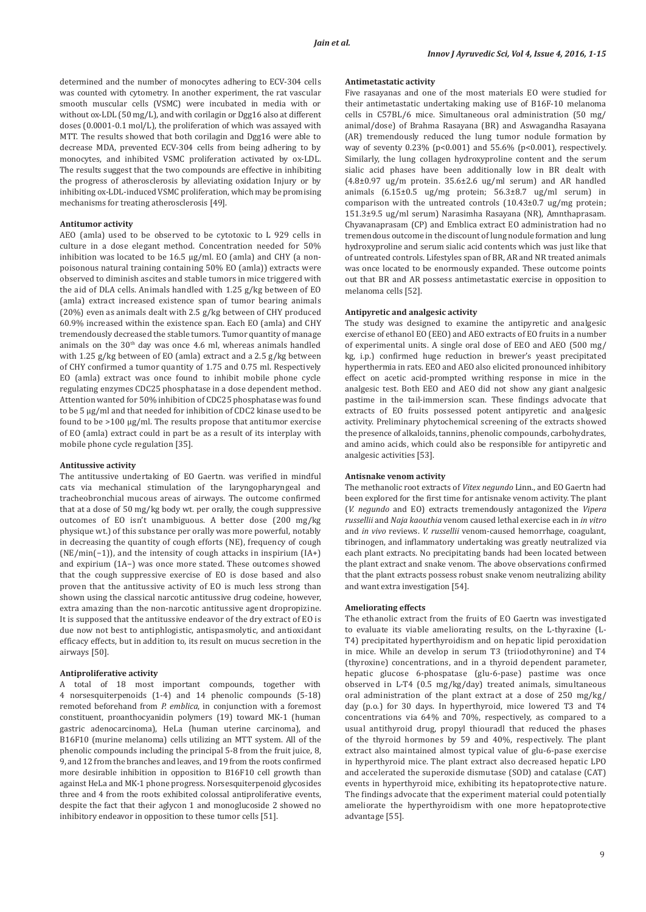determined and the number of monocytes adhering to ECV-304 cells was counted with cytometry. In another experiment, the rat vascular smooth muscular cells (VSMC) were incubated in media with or without ox-LDL (50 mg/L), and with corilagin or Dgg16 also at different doses (0.0001-0.1 mol/L), the proliferation of which was assayed with MTT. The results showed that both corilagin and Dgg16 were able to decrease MDA, prevented ECV-304 cells from being adhering to by monocytes, and inhibited VSMC proliferation activated by ox-LDL. The results suggest that the two compounds are effective in inhibiting the progress of atherosclerosis by alleviating oxidation Injury or by inhibiting ox-LDL-induced VSMC proliferation, which may be promising mechanisms for treating atherosclerosis [49].

**Antitumor activity**

AEO (amla) used to be observed to be cytotoxic to L 929 cells in culture in a dose elegant method. Concentration needed for 50% inhibition was located to be 16.5 µg/ml. EO (amla) and CHY (a non-poisonous natural training containing 50% EO (amla)) extracts were observed to diminish ascites and stable tumors in mice triggered with the aid of DLA cells. Animals handled with 1.25 g/kg between of EO (amla) extract increased existence span of tumor bearing animals (20%) even as animals dealt with 2.5 g/kg between of CHY produced 60.9% increased within the existence span. Each EO (amla) and CHY tremendously decreased the stable tumors. Tumor quantity of manage animals on the 30[th] day was once 4.6 ml, whereas animals handled with 1.25 g/kg between of EO (amla) extract and a 2.5 g/kg between of CHY confirmed a tumor quantity of 1.75 and 0.75 ml. Respectively EO (amla) extract was once found to inhibit mobile phone cycle regulating enzymes CDC25 phosphatase in a dose dependent method. Attention wanted for 50% inhibition of CDC25 phosphatase was found to be 5 µg/ml and that needed for inhibition of CDC2 kinase used to be found to be >100 µg/ml. The results propose that antitumor exercise of EO (amla) extract could in part be as a result of its interplay with mobile phone cycle regulation [35].

**Antitussive activity**

The antitussive undertaking of EO Gaertn. was verified in mindful cats via mechanical stimulation of the laryngopharyngeal and tracheobronchial mucous areas of airways. The outcome confirmed that at a dose of 50 mg/kg body wt. per orally, the cough suppressive outcomes of EO isn't unambiguous. A better dose (200 mg/kg physique wt.) of this substance per orally was more powerful, notably in decreasing the quantity of cough efforts (NE), frequency of cough (NE/min(−1)), and the intensity of cough attacks in inspirium (IA+) and expirium (IA−) was once more stated. These outcomes showed that the cough suppressive exercise of EO is dose based and also proven that the antitussive activity of EO is much less strong than shown using the classical narcotic antitussive drug codeine, however, extra amazing than the non-narcotic antitussive agent dropropizine. It is supposed that the antitussive endeavor of the dry extract of EO is due now not best to antiphlogistic, antispasmolytic, and antioxidant efficacy effects, but in addition to, its result on mucus secretion in the airways [50].

**Antiproliferative activity**

A total of 18 most important compounds, together with 4 norsesquiterpenoids (1-4) and 14 phenolic compounds (5-18) remoted beforehand from *P. emblica*, in conjunction with a foremost constituent, proanthocyanidin polymers (19) toward MK-1 (human gastric adenocarcinoma), HeLa (human uterine carcinoma), and B16F10 (murine melanoma) cells utilizing an MTT system. All of the phenolic compounds including the principal 5-8 from the fruit juice, 8, 9, and 12 from the branches and leaves, and 19 from the roots confirmed more desirable inhibition in opposition to B16F10 cell growth than against HeLa and MK-1 phone progress. Norsesquiterpenoid glycosides three and 4 from the roots exhibited colossal antiproliferative events, despite the fact that their aglycon 1 and monoglucoside 2 showed no inhibitory endeavor in opposition to these tumor cells [51].

**Antimetastatic activity**

Five rasayanas and one of the most materials EO were studied for their antimetastatic undertaking making use of B16F-10 melanoma cells in C57BL/6 mice. Simultaneous oral administration (50 mg/animal/dose) of Brahma Rasayana (BR) and Aswagandha Rasayana (AR) tremendously reduced the lung tumor nodule formation by way of seventy 0.23% ($p<0.001$) and 55.6% ($p<0.001$), respectively. Similarly, the lung collagen hydroxyproline content and the serum sialic acid phases have been additionally low in BR dealt with (4.8±0.97 ug/m protein. 35.6±2.6 ug/ml serum) and AR handled animals (6.15±0.5 ug/mg protein; 56.3±8.7 ug/ml serum) in comparison with the untreated controls (10.43±0.7 ug/mg protein; 151.3±9.5 ug/ml serum) Narasimha Rasayana (NR), Amnthaprasam. Chyavanaprasam (CP) and Emblica extract EO administration had no tremendous outcome in the discount of lung nodule formation and lung hydroxyproline and serum sialic acid contents which was just like that of untreated controls. Lifestyles span of BR, AR and NR treated animals was once located to be enormously expanded. These outcome points out that BR and AR possess antimetastatic exercise in opposition to melanoma cells [52].

**Antipyretic and analgesic activity**

The study was designed to examine the antipyretic and analgesic exercise of ethanol EO (EEO) and AEO extracts of EO fruits in a number of experimental units. A single oral dose of EEO and AEO (500 mg/kg, i.p.) confirmed huge reduction in brewer's yeast precipitated hyperthermia in rats. EEO and AEO also elicited pronounced inhibitory effect on acetic acid-prompted writhing response in mice in the analgesic test. Both EEO and AEO did not show any giant analgesic pastime in the tail-immersion scan. These findings advocate that extracts of EO fruits possessed potent antipyretic and analgesic activity. Preliminary phytochemical screening of the extracts showed the presence of alkaloids, tannins, phenolic compounds, carbohydrates, and amino acids, which could also be responsible for antipyretic and analgesic activities [53].

**Antisnake venom activity**

The methanolic root extracts of *Vitex negundo* Linn., and EO Gaertn had been explored for the first time for antisnake venom activity. The plant (*V. negundo* and EO) extracts tremendously antagonized the *Vipera russellii* and *Naja kaouthia* venom caused lethal exercise each in *in vitro* and *in vivo* reviews. *V. russellii* venom-caused hemorrhage, coagulant, tibrinogen, and inflammatory undertaking was greatly neutralized via each plant extracts. No precipitating bands had been located between the plant extract and snake venom. The above observations confirmed that the plant extracts possess robust snake venom neutralizing ability and want extra investigation [54].

**Ameliorating effects**

The ethanolic extract from the fruits of EO Gaertn was investigated to evaluate its viable ameliorating results, on the L-thyraxine (L-T4) precipitated hyperthyroidism and on hepatic lipid peroxidation in mice. While an develop in serum T3 (triiodothyronine) and T4 (thyroxine) concentrations, and in a thyroid dependent parameter, hepatic glucose 6-phospatase (glu-6-pase) pastime was once observed in L-T4 (0.5 mg/kg/day) treated animals, simultaneous oral administration of the plant extract at a dose of 250 mg/kg/day (p.o.) for 30 days. In hyperthyroid, mice lowered T3 and T4 concentrations via 64% and 70%, respectively, as compared to a usual antithyroid drug, propyl thiouradl that reduced the phases of the thyroid hormones by 59 and 40%, respectively. The plant extract also maintained almost typical value of glu-6-pase exercise in hyperthyroid mice. The plant extract also decreased hepatic LPO and accelerated the superoxide dismutase (SOD) and catalase (CAT) events in hyperthyroid mice, exhibiting its hepatoprotective nature. The findings advocate that the experiment material could potentially ameliorate the hyperthyroidism with one more hepatoprotective advantage [55].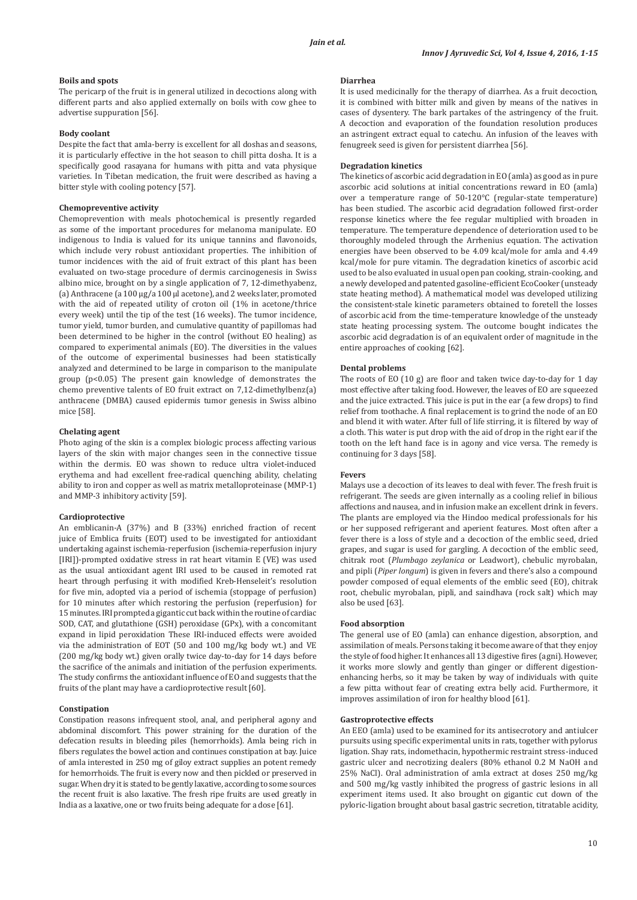**Boils and spots**

The pericarp of the fruit is in general utilized in decoctions along with different parts and also applied externally on boils with cow ghee to advertise suppuration [56].

**Body coolant**

Despite the fact that amla-berry is excellent for all doshas and seasons, it is particularly effective in the hot season to chill pitta dosha. It is a specifically good rasayana for humans with pitta and vata physique varieties. In Tibetan medication, the fruit were described as having a bitter style with cooling potency [57].

**Chemopreventive activity**

Chemoprevention with meals photochemical is presently regarded as some of the important procedures for melanoma manipulate. EO indigenous to India is valued for its unique tannins and flavonoids, which include very robust antioxidant properties. The inhibition of tumor incidences with the aid of fruit extract of this plant has been evaluated on two-stage procedure of dermis carcinogenesis in Swiss albino mice, brought on by a single application of 7, 12-dimethyabenz, (a) Anthracene (a 100 µg/a 100 µl acetone), and 2 weeks later, promoted with the aid of repeated utility of croton oil (1% in acetone/thrice every week) until the tip of the test (16 weeks). The tumor incidence, tumor yield, tumor burden, and cumulative quantity of papillomas had been determined to be higher in the control (without EO healing) as compared to experimental animals (EO). The diversities in the values of the outcome of experimental businesses had been statistically analyzed and determined to be large in comparison to the manipulate group ($p<0.05$) The present gain knowledge of demonstrates the chemo preventive talents of EO fruit extract on 7,12-dimethylbenz(a) anthracene (DMBA) caused epidermis tumor genesis in Swiss albino mice [58].

**Chelating agent**

Photo aging of the skin is a complex biologic process affecting various layers of the skin with major changes seen in the connective tissue within the dermis. EO was shown to reduce ultra violet-induced erythema and had excellent free-radical quenching ability, chelating ability to iron and copper as well as matrix metalloproteinase (MMP-1) and MMP-3 inhibitory activity [59].

**Cardioprotective**

An emblicanin-A (37%) and B (33%) enriched fraction of recent juice of Emblica fruits (EOT) used to be investigated for antioxidant undertaking against ischemia-reperfusion (ischemia-reperfusion injury [IRI])-prompted oxidative stress in rat heart vitamin E (VE) was used as the usual antioxidant agent IRI used to be caused in remoted rat heart through perfusing it with modified Kreb-Henseleit's resolution for five min, adopted via a period of ischemia (stoppage of perfusion) for 10 minutes after which restoring the perfusion (reperfusion) for 15 minutes. IRI prompted a gigantic cut back within the routine of cardiac SOD, CAT, and glutathione (GSH) peroxidase (GPx), with a concomitant expand in lipid peroxidation These IRI-induced effects were avoided via the administration of EOT (50 and 100 mg/kg body wt.) and VE (200 mg/kg body wt.) given orally twice day-to-day for 14 days before the sacrifice of the animals and initiation of the perfusion experiments. The study confirms the antioxidant influence of EO and suggests that the fruits of the plant may have a cardioprotective result [60].

**Constipation**

Constipation reasons infrequent stool, anal, and peripheral agony and abdominal discomfort. This power straining for the duration of the defecation results in bleeding piles (hemorrhoids). Amla being rich in fibers regulates the bowel action and continues constipation at bay. Juice of amla interested in 250 mg of giloy extract supplies an potent remedy for hemorrhoids. The fruit is every now and then pickled or preserved in sugar. When dry it is stated to be gently laxative, according to some sources the recent fruit is also laxative. The fresh ripe fruits are used greatly in India as a laxative, one or two fruits being adequate for a dose [61].

**Diarrhea**

It is used medicinally for the therapy of diarrhea. As a fruit decoction, it is combined with bitter milk and given by means of the natives in cases of dysentery. The bark partakes of the astringency of the fruit. A decoction and evaporation of the foundation resolution produces an astringent extract equal to catechu. An infusion of the leaves with fenugreek seed is given for persistent diarrhea [56].

**Degradation kinetics**

The kinetics of ascorbic acid degradation in EO (amla) as good as in pure ascorbic acid solutions at initial concentrations reward in EO (amla) over a temperature range of 50-120°C (regular-state temperature) has been studied. The ascorbic acid degradation followed first-order response kinetics where the fee regular multiplied with broaden in temperature. The temperature dependence of deterioration used to be thoroughly modeled through the Arrhenius equation. The activation energies have been observed to be 4.09 kcal/mole for amla and 4.49 kcal/mole for pure vitamin. The degradation kinetics of ascorbic acid used to be also evaluated in usual open pan cooking, strain-cooking, and a newly developed and patented gasoline-efficient EcoCooker (unsteady state heating method). A mathematical model was developed utilizing the consistent-state kinetic parameters obtained to foretell the losses of ascorbic acid from the time-temperature knowledge of the unsteady state heating processing system. The outcome bought indicates the ascorbic acid degradation is of an equivalent order of magnitude in the entire approaches of cooking [62].

**Dental problems**

The roots of EO (10 g) are floor and taken twice day-to-day for 1 day most effective after taking food. However, the leaves of EO are squeezed and the juice extracted. This juice is put in the ear (a few drops) to find relief from toothache. A final replacement is to grind the node of an EO and blend it with water. After full of life stirring, it is filtered by way of a cloth. This water is put drop with the aid of drop in the right ear if the tooth on the left hand face is in agony and vice versa. The remedy is continuing for 3 days [58].

**Fevers**

Malays use a decoction of its leaves to deal with fever. The fresh fruit is refrigerant. The seeds are given internally as a cooling relief in bilious affections and nausea, and in infusion make an excellent drink in fevers. The plants are employed via the Hindoo medical professionals for his or her supposed refrigerant and aperient features. Most often after a fever there is a loss of style and a decoction of the emblic seed, dried grapes, and sugar is used for gargling. A decoction of the emblic seed, chitrak root (*Plumbago zeylanica* or Leadwort), chebulic myrobalan, and pipli (*Piper longum*) is given in fevers and there's also a compound powder composed of equal elements of the emblic seed (EO), chitrak root, chebulic myrobalan, pipli, and saindhava (rock salt) which may also be used [63].

**Food absorption**

The general use of EO (amla) can enhance digestion, absorption, and assimilation of meals. Persons taking it become aware of that they enjoy the style of food higher. It enhances all 13 digestive fires (agni). However, it works more slowly and gently than ginger or different digestion-enhancing herbs, so it may be taken by way of individuals with quite a few pitta without fear of creating extra belly acid. Furthermore, it improves assimilation of iron for healthy blood [61].

**Gastroprotective effects**

An EEO (amla) used to be examined for its antisecrotory and antiulcer pursuits using specific experimental units in rats, together with pylorus ligation. Shay rats, indomethacin, hypothermic restraint stress-induced gastric ulcer and necrotizing dealers (80% ethanol 0.2 M NaOH and 25% NaCl). Oral administration of amla extract at doses 250 mg/kg and 500 mg/kg vastly inhibited the progress of gastric lesions in all experiment items used. It also brought on gigantic cut down of the pyloric-ligation brought about basal gastric secretion, titratable acidity,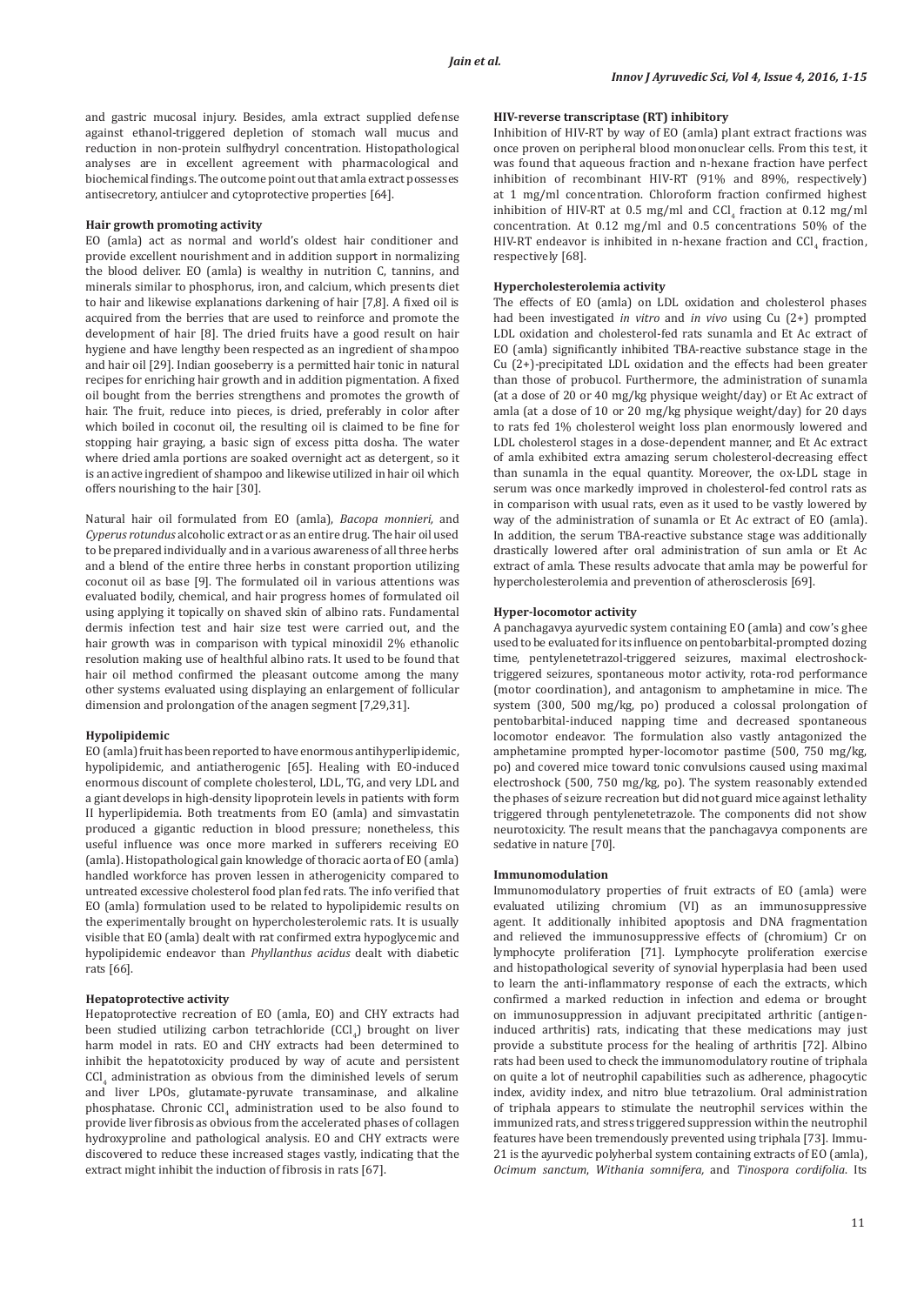and gastric mucosal injury. Besides, amla extract supplied defense against ethanol-triggered depletion of stomach wall mucus and reduction in non-protein sulfhydryl concentration. Histopathological analyses are in excellent agreement with pharmacological and biochemical findings. The outcome point out that amla extract possesses antisecretory, antiulcer and cytoprotective properties [64].

#### Hair growth promoting activity

EO (amla) act as normal and world's oldest hair conditioner and provide excellent nourishment and in addition support in normalizing the blood deliver. EO (amla) is wealthy in nutrition C, tannins, and minerals similar to phosphorus, iron, and calcium, which presents diet to hair and likewise explanations darkening of hair [7,8]. A fixed oil is acquired from the berries that are used to reinforce and promote the development of hair [8]. The dried fruits have a good result on hair hygiene and have lengthy been respected as an ingredient of shampoo and hair oil [29]. Indian gooseberry is a permitted hair tonic in natural recipes for enriching hair growth and in addition pigmentation. A fixed oil bought from the berries strengthens and promotes the growth of hair. The fruit, reduce into pieces, is dried, preferably in color after which boiled in coconut oil, the resulting oil is claimed to be fine for stopping hair graying, a basic sign of excess pitta dosha. The water where dried amla portions are soaked overnight act as detergent, so it is an active ingredient of shampoo and likewise utilized in hair oil which offers nourishing to the hair [30].

Natural hair oil formulated from EO (amla), *Bacopa monnieri,* and *Cyperus rotundus* alcoholic extract or as an entire drug. The hair oil used to be prepared individually and in a various awareness of all three herbs and a blend of the entire three herbs in constant proportion utilizing coconut oil as base [9]. The formulated oil in various attentions was evaluated bodily, chemical, and hair progress homes of formulated oil using applying it topically on shaved skin of albino rats. Fundamental dermis infection test and hair size test were carried out, and the hair growth was in comparison with typical minoxidil 2% ethanolic resolution making use of healthful albino rats. It used to be found that hair oil method confirmed the pleasant outcome among the many other systems evaluated using displaying an enlargement of follicular dimension and prolongation of the anagen segment [7,29,31].

#### Hypolipidemic

EO (amla) fruit has been reported to have enormous antihyperlipidemic, hypolipidemic, and antiatherogenic [65]. Healing with EO-induced enormous discount of complete cholesterol, LDL, TG, and very LDL and a giant develops in high-density lipoprotein levels in patients with form II hyperlipidemia. Both treatments from EO (amla) and simvastatin produced a gigantic reduction in blood pressure; nonetheless, this useful influence was once more marked in sufferers receiving EO (amla). Histopathological gain knowledge of thoracic aorta of EO (amla) handled workforce has proven lessen in atherogenicity compared to untreated excessive cholesterol food plan fed rats. The info verified that EO (amla) formulation used to be related to hypolipidemic results on the experimentally brought on hypercholesterolemic rats. It is usually visible that EO (amla) dealt with rat confirmed extra hypoglycemic and hypolipidemic endeavor than *Phyllanthus acidus* dealt with diabetic rats [66].

#### Hepatoprotective activity

Hepatoprotective recreation of EO (amla, EO) and CHY extracts had been studied utilizing carbon tetrachloride ($CCl_4$) brought on liver harm model in rats. EO and CHY extracts had been determined to inhibit the hepatotoxicity produced by way of acute and persistent $CCl_4$ administration as obvious from the diminished levels of serum and liver LPOs, glutamate-pyruvate transaminase, and alkaline phosphatase. Chronic $CCl_4$ administration used to be also found to provide liver fibrosis as obvious from the accelerated phases of collagen hydroxyproline and pathological analysis. EO and CHY extracts were discovered to reduce these increased stages vastly, indicating that the extract might inhibit the induction of fibrosis in rats [67].

#### HIV-reverse transcriptase (RT) inhibitory

Inhibition of HIV-RT by way of EO (amla) plant extract fractions was once proven on peripheral blood mononuclear cells. From this test, it was found that aqueous fraction and n-hexane fraction have perfect inhibition of recombinant HIV-RT (91% and 89%, respectively) at 1 mg/ml concentration. Chloroform fraction confirmed highest inhibition of HIV-RT at 0.5 mg/ml and $CCl_4$ fraction at 0.12 mg/ml concentration. At 0.12 mg/ml and 0.5 concentrations 50% of the HIV-RT endeavor is inhibited in n-hexane fraction and $CCl_4$ fraction, respectively [68].

#### Hypercholesterolemia activity

The effects of EO (amla) on LDL oxidation and cholesterol phases had been investigated *in vitro* and *in vivo* using Cu (2+) prompted LDL oxidation and cholesterol-fed rats sunamla and Et Ac extract of EO (amla) significantly inhibited TBA-reactive substance stage in the Cu (2+)-precipitated LDL oxidation and the effects had been greater than those of probucol. Furthermore, the administration of sunamla (at a dose of 20 or 40 mg/kg physique weight/day) or Et Ac extract of amla (at a dose of 10 or 20 mg/kg physique weight/day) for 20 days to rats fed 1% cholesterol weight loss plan enormously lowered and LDL cholesterol stages in a dose-dependent manner, and Et Ac extract of amla exhibited extra amazing serum cholesterol-decreasing effect than sunamla in the equal quantity. Moreover, the ox-LDL stage in serum was once markedly improved in cholesterol-fed control rats as in comparison with usual rats, even as it used to be vastly lowered by way of the administration of sunamla or Et Ac extract of EO (amla). In addition, the serum TBA-reactive substance stage was additionally drastically lowered after oral administration of sun amla or Et Ac extract of amla. These results advocate that amla may be powerful for hypercholesterolemia and prevention of atherosclerosis [69].

#### Hyper-locomotor activity

A panchagavya ayurvedic system containing EO (amla) and cow's ghee used to be evaluated for its influence on pentobarbital-prompted dozing time, pentylenetetrazol-triggered seizures, maximal electroshock-triggered seizures, spontaneous motor activity, rota-rod performance (motor coordination), and antagonism to amphetamine in mice. The system (300, 500 mg/kg, po) produced a colossal prolongation of pentobarbital-induced napping time and decreased spontaneous locomotor endeavor. The formulation also vastly antagonized the amphetamine prompted hyper-locomotor pastime (500, 750 mg/kg, po) and covered mice toward tonic convulsions caused using maximal electroshock (500, 750 mg/kg, po). The system reasonably extended the phases of seizure recreation but did not guard mice against lethality triggered through pentylenetetrazole. The components did not show neurotoxicity. The result means that the panchagavya components are sedative in nature [70].

#### Immunomodulation

Immunomodulatory properties of fruit extracts of EO (amla) were evaluated utilizing chromium (VI) as an immunosuppressive agent. It additionally inhibited apoptosis and DNA fragmentation and relieved the immunosuppressive effects of (chromium) Cr on lymphocyte proliferation [71]. Lymphocyte proliferation exercise and histopathological severity of synovial hyperplasia had been used to learn the anti-inflammatory response of each the extracts, which confirmed a marked reduction in infection and edema or brought on immunosuppression in adjuvant precipitated arthritic (antigen-induced arthritis) rats, indicating that these medications may just provide a substitute process for the healing of arthritis [72]. Albino rats had been used to check the immunomodulatory routine of triphala on quite a lot of neutrophil capabilities such as adherence, phagocytic index, avidity index, and nitro blue tetrazolium. Oral administration of triphala appears to stimulate the neutrophil services within the immunized rats, and stress triggered suppression within the neutrophil features have been tremendously prevented using triphala [73]. Immu-21 is the ayurvedic polyherbal system containing extracts of EO (amla), *Ocimum sanctum*, *Withania somnifera,* and *Tinospora cordifolia*. Its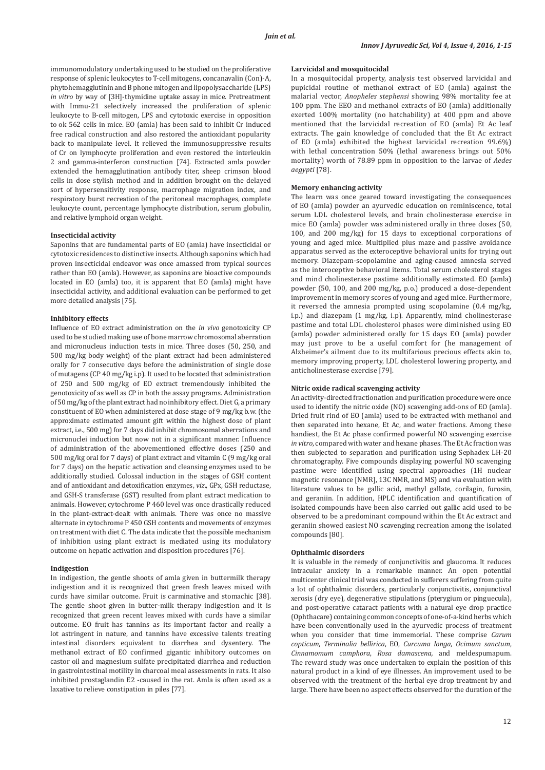immunomodulatory undertaking used to be studied on the proliferative response of splenic leukocytes to T-cell mitogens, concanavalin (Con)-A, phytohemagglutinin and B phone mitogen and lipopolysaccharide (LPS) *in vitro* by way of [3H]-thymidine uptake assay in mice. Pretreatment with Immu-21 selectively increased the proliferation of splenic leukocyte to B-cell mitogen, LPS and cytotoxic exercise in opposition to ok 562 cells in mice. EO (amla) has been said to inhibit Cr induced free radical construction and also restored the antioxidant popularity back to manipulate level. It relieved the immunosuppressive results of Cr on lymphocyte proliferation and even restored the interleukin 2 and gamma-interferon construction [74]. Extracted amla powder extended the hemagglutination antibody titer, sheep crimson blood cells in dose stylish method and in addition brought on the delayed sort of hypersensitivity response, macrophage migration index, and respiratory burst recreation of the peritoneal macrophages, complete leukocyte count, percentage lymphocyte distribution, serum globulin, and relative lymphoid organ weight.

#### Insecticidal activity

Saponins that are fundamental parts of EO (amla) have insecticidal or cytotoxic residences to distinctive insects. Although saponins which had proven insecticidal endeavor was once amassed from typical sources rather than EO (amla). However, as saponins are bioactive compounds located in EO (amla) too, it is apparent that EO (amla) might have insecticidal activity, and additional evaluation can be performed to get more detailed analysis [75].

#### Inhibitory effects

Influence of EO extract administration on the *in vivo* genotoxicity CP used to be studied making use of bone marrow chromosomal aberration and micronucleus induction tests in mice. Three doses (50, 250, and 500 mg/kg body weight) of the plant extract had been administered orally for 7 consecutive days before the administration of single dose of mutagens (CP 40 mg/kg i.p). It used to be located that administration of 250 and 500 mg/kg of EO extract tremendously inhibited the genotoxicity of as well as CP in both the assay programs. Administration of 50 mg/kg of the plant extract had no inhibitory effect. Diet G, a primary constituent of EO when administered at dose stage of 9 mg/kg b.w. (the approximate estimated amount gift within the highest dose of plant extract, i.e., 500 mg) for 7 days did inhibit chromosomal aberrations and micronuclei induction but now not in a significant manner. Influence of administration of the abovementioned effective doses (250 and 500 mg/kg oral for 7 days) of plant extract and vitamin C (9 mg/kg oral for 7 days) on the hepatic activation and cleansing enzymes used to be additionally studied. Colossal induction in the stages of GSH content and of antioxidant and detoxification enzymes, *viz*., GPx, GSH reductase, and GSH-S transferase (GST) resulted from plant extract medication to animals. However, cytochrome P 460 level was once drastically reduced in the plant-extract-dealt with animals. There was once no massive alternate in cytochrome P 450 GSH contents and movements of enzymes on treatment with diet C. The data indicate that the possible mechanism of inhibition using plant extract is mediated using its modulatory outcome on hepatic activation and disposition procedures [76].

#### Indigestion

In indigestion, the gentle shoots of amla given in buttermilk therapy indigestion and it is recognized that green fresh leaves mixed with curds have similar outcome. Fruit is carminative and stomachic [38]. The gentle shoot given in butter-milk therapy indigestion and it is recognized that green recent leaves mixed with curds have a similar outcome. EO fruit has tannins as its important factor and really a lot astringent in nature, and tannins have excessive talents treating intestinal disorders equivalent to diarrhea and dysentery. The methanol extract of EO confirmed gigantic inhibitory outcomes on castor oil and magnesium sulfate precipitated diarrhea and reduction in gastrointestinal motility in charcoal meal assessments in rats. It also inhibited prostaglandin E2 -caused in the rat. Amla is often used as a laxative to relieve constipation in piles [77].

#### Larvicidal and mosquitocidal

In a mosquitocidal property, analysis test observed larvicidal and pupicidal routine of methanol extract of EO (amla) against the malarial vector, *Anopheles stephensi* showing 98% mortality fee at 100 ppm. The EEO and methanol extracts of EO (amla) additionally exerted 100% mortality (no hatchability) at 400 ppm and above mentioned that the larvicidal recreation of EO (amla) Et Ac leaf extracts. The gain knowledge of concluded that the Et Ac extract of EO (amla) exhibited the highest larvicidal recreation 99.6%) with lethal concentration 50% (lethal awareness brings out 50% mortality) worth of 78.89 ppm in opposition to the larvae of *Aedes aegypti* [78].

#### Memory enhancing activity

The learn was once geared toward investigating the consequences of EO (amla) powder an ayurvedic education on reminiscence, total serum LDL cholesterol levels, and brain cholinesterase exercise in mice EO (amla) powder was administered orally in three doses (50, 100, and 200 mg/kg) for 15 days to exceptional corporations of young and aged mice. Multiplied plus maze and passive avoidance apparatus served as the exteroceptive behavioral units for trying out memory. Diazepam-scopolamine and aging-caused amnesia served as the interoceptive behavioral items. Total serum cholesterol stages and mind cholinesterase pastime additionally estimated. EO (amla) powder (50, 100, and 200 mg/kg, p.o.) produced a dose-dependent improvement in memory scores of young and aged mice. Furthermore, it reversed the amnesia prompted using scopolamine (0.4 mg/kg, i.p.) and diazepam (1 mg/kg, i.p). Apparently, mind cholinesterase pastime and total LDL cholesterol phases were diminished using EO (amla) powder administered orally for 15 days EO (amla) powder may just prove to be a useful comfort for (he management of Alzheimer's ailment due to its multifarious precious effects akin to, memory improving property, LDL cholesterol lowering property, and anticholinesterase exercise [79].

#### Nitric oxide radical scavenging activity

An activity-directed fractionation and purification procedure were once used to identify the nitric oxide (NO) scavenging add-ons of EO (amla). Dried fruit rind of EO (amla) used to be extracted with methanol and then separated into hexane, Et Ac, and water fractions. Among these handiest, the Et Ac phase confirmed powerful NO scavenging exercise *in vitro*, compared with water and hexane phases. The Et Ac fraction was then subjected to separation and purification using Sephadex LH-20 chromatography. Five compounds displaying powerful NO scavenging pastime were identified using spectral approaches (1H nuclear magnetic resonance [NMR], 13C NMR, and MS) and via evaluation with literature values to be gallic acid, methyl gallate, corilagin, furosin, and geraniin. In addition, HPLC identification and quantification of isolated compounds have been also carried out gallic acid used to be observed to be a predominant compound within the Et Ac extract and geraniin showed easiest NO scavenging recreation among the isolated compounds [80].

#### Ophthalmic disorders

It is valuable in the remedy of conjunctivitis and glaucoma. It reduces intracular anxiety in a remarkable manner. An open potential multicenter clinical trial was conducted in sufferers suffering from quite a lot of ophthalmic disorders, particularly conjunctivitis, conjunctival xerosis (dry eye), degenerative stipulations (pterygium or pinguecula), and post-operative cataract patients with a natural eye drop practice (Ophthacare) containing common concepts of one-of-a-kind herbs which have been conventionally used in the ayurvedic process of treatment when you consider that time immemorial. These comprise *Carum copticum*, *Terminalia bellirica*, EO, *Curcuma longa*, *Ocimum sanctum*, *Cinnamomum camphora*, *Rosa damascena,* and meldespumapum. The reward study was once undertaken to explain the position of this natural product in a kind of eye illnesses. An improvement used to be observed with the treatment of the herbal eye drop treatment by and large. There have been no aspect effects observed for the duration of the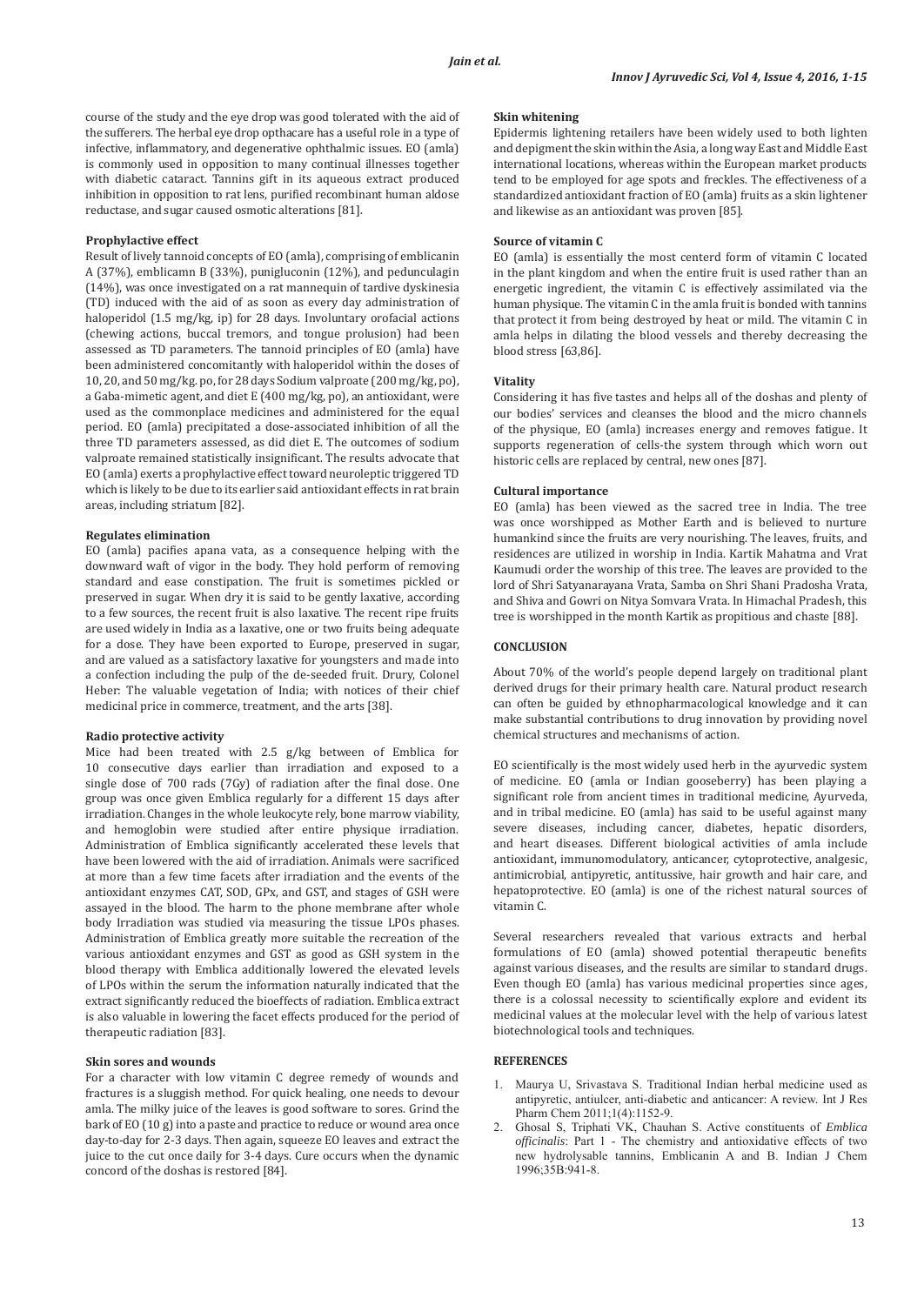course of the study and the eye drop was good tolerated with the aid of the sufferers. The herbal eye drop opthacare has a useful role in a type of infective, inflammatory, and degenerative ophthalmic issues. EO (amla) is commonly used in opposition to many continual illnesses together with diabetic cataract. Tannins gift in its aqueous extract produced inhibition in opposition to rat lens, purified recombinant human aldose reductase, and sugar caused osmotic alterations [81].

#### Prophylactive effect

Result of lively tannoid concepts of EO (amla), comprising of emblicanin A (37%), emblicamn B (33%), punigluconin (12%), and pedunculagin (14%), was once investigated on a rat mannequin of tardive dyskinesia (TD) induced with the aid of as soon as every day administration of haloperidol (1.5 mg/kg, ip) for 28 days. Involuntary orofacial actions (chewing actions, buccal tremors, and tongue prolusion) had been assessed as TD parameters. The tannoid principles of EO (amla) have been administered concomitantly with haloperidol within the doses of 10, 20, and 50 mg/kg. po, for 28 days Sodium valproate (200 mg/kg, po), a Gaba-mimetic agent, and diet E (400 mg/kg, po), an antioxidant, were used as the commonplace medicines and administered for the equal period. EO (amla) precipitated a dose-associated inhibition of all the three TD parameters assessed, as did diet E. The outcomes of sodium valproate remained statistically insignificant. The results advocate that EO (amla) exerts a prophylactive effect toward neuroleptic triggered TD which is likely to be due to its earlier said antioxidant effects in rat brain areas, including striatum [82].

#### Regulates elimination

EO (amla) pacifies apana vata, as a consequence helping with the downward waft of vigor in the body. They hold perform of removing standard and ease constipation. The fruit is sometimes pickled or preserved in sugar. When dry it is said to be gently laxative, according to a few sources, the recent fruit is also laxative. The recent ripe fruits are used widely in India as a laxative, one or two fruits being adequate for a dose. They have been exported to Europe, preserved in sugar, and are valued as a satisfactory laxative for youngsters and made into a confection including the pulp of the de-seeded fruit. Drury, Colonel Heber: The valuable vegetation of India; with notices of their chief medicinal price in commerce, treatment, and the arts [38].

#### Radio protective activity

Mice had been treated with 2.5 g/kg between of Emblica for 10 consecutive days earlier than irradiation and exposed to a single dose of 700 rads (7Gy) of radiation after the final dose. One group was once given Emblica regularly for a different 15 days after irradiation. Changes in the whole leukocyte rely, bone marrow viability, and hemoglobin were studied after entire physique irradiation. Administration of Emblica significantly accelerated these levels that have been lowered with the aid of irradiation. Animals were sacrificed at more than a few time facets after irradiation and the events of the antioxidant enzymes CAT, SOD, GPx, and GST, and stages of GSH were assayed in the blood. The harm to the phone membrane after whole body Irradiation was studied via measuring the tissue LPOs phases. Administration of Emblica greatly more suitable the recreation of the various antioxidant enzymes and GST as good as GSH system in the blood therapy with Emblica additionally lowered the elevated levels of LPOs within the serum the information naturally indicated that the extract significantly reduced the bioeffects of radiation. Emblica extract is also valuable in lowering the facet effects produced for the period of therapeutic radiation [83].

#### Skin sores and wounds

For a character with low vitamin C degree remedy of wounds and fractures is a sluggish method. For quick healing, one needs to devour amla. The milky juice of the leaves is good software to sores. Grind the bark of EO (10 g) into a paste and practice to reduce or wound area once day-to-day for 2-3 days. Then again, squeeze EO leaves and extract the juice to the cut once daily for 3-4 days. Cure occurs when the dynamic concord of the doshas is restored [84].

#### Skin whitening

Epidermis lightening retailers have been widely used to both lighten and depigment the skin within the Asia, a long way East and Middle East international locations, whereas within the European market products tend to be employed for age spots and freckles. The effectiveness of a standardized antioxidant fraction of EO (amla) fruits as a skin lightener and likewise as an antioxidant was proven [85].

#### Source of vitamin C

EO (amla) is essentially the most centerd form of vitamin C located in the plant kingdom and when the entire fruit is used rather than an energetic ingredient, the vitamin C is effectively assimilated via the human physique. The vitamin C in the amla fruit is bonded with tannins that protect it from being destroyed by heat or mild. The vitamin C in amla helps in dilating the blood vessels and thereby decreasing the blood stress [63,86].

#### Vitality

Considering it has five tastes and helps all of the doshas and plenty of our bodies' services and cleanses the blood and the micro channels of the physique, EO (amla) increases energy and removes fatigue. It supports regeneration of cells-the system through which worn out historic cells are replaced by central, new ones [87].

#### Cultural importance

EO (amla) has been viewed as the sacred tree in India. The tree was once worshipped as Mother Earth and is believed to nurture humankind since the fruits are very nourishing. The leaves, fruits, and residences are utilized in worship in India. Kartik Mahatma and Vrat Kaumudi order the worship of this tree. The leaves are provided to the lord of Shri Satyanarayana Vrata, Samba on Shri Shani Pradosha Vrata, and Shiva and Gowri on Nitya Somvara Vrata. In Himachal Pradesh, this tree is worshipped in the month Kartik as propitious and chaste [88].

## CONCLUSION

About 70% of the world's people depend largely on traditional plant derived drugs for their primary health care. Natural product research can often be guided by ethnopharmacological knowledge and it can make substantial contributions to drug innovation by providing novel chemical structures and mechanisms of action.

EO scientifically is the most widely used herb in the ayurvedic system of medicine. EO (amla or Indian gooseberry) has been playing a significant role from ancient times in traditional medicine, Ayurveda, and in tribal medicine. EO (amla) has said to be useful against many severe diseases, including cancer, diabetes, hepatic disorders, and heart diseases. Different biological activities of amla include antioxidant, immunomodulatory, anticancer, cytoprotective, analgesic, antimicrobial, antipyretic, antitussive, hair growth and hair care, and hepatoprotective. EO (amla) is one of the richest natural sources of vitamin C.

Several researchers revealed that various extracts and herbal formulations of EO (amla) showed potential therapeutic benefits against various diseases, and the results are similar to standard drugs. Even though EO (amla) has various medicinal properties since ages, there is a colossal necessity to scientifically explore and evident its medicinal values at the molecular level with the help of various latest biotechnological tools and techniques.

## REFERENCES

1. Maurya U, Srivastava S. Traditional Indian herbal medicine used as antipyretic, antiulcer, anti-diabetic and anticancer: A review. Int J Res Pharm Chem 2011;1(4):1152-9.
2. Ghosal S, Triphati VK, Chauhan S. Active constituents of *Emblica officinalis*: Part 1 - The chemistry and antioxidative effects of two new hydrolysable tannins, Emblicanin A and B. Indian J Chem 1996;35B:941-8.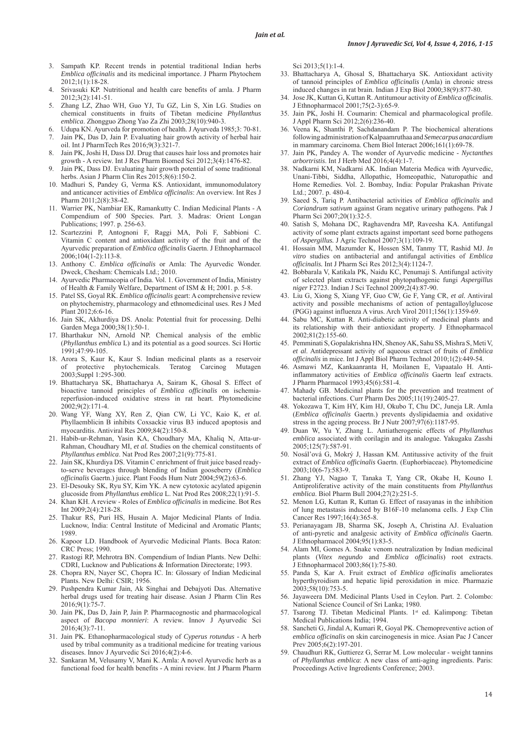3. Sampath KP. Recent trends in potential traditional Indian herbs *Emblica officinalis* and its medicinal importance. J Pharm Phytochem 2012;1(1):18-28.
4. Srivasuki KP. Nutritional and health care benefits of amla. J Pharm 2012;3(2):141-51.
5. Zhang LZ, Zhao WH, Guo YJ, Tu GZ, Lin S, Xin LG. Studies on chemical constituents in fruits of Tibetan medicine *Phyllanthus emblica*. Zhongguo Zhong Yao Za Zhi 2003;28(10):940-3.
6. Udupa KN. Ayurveda for promotion of health. J Ayurveda 1985;3: 70-81.
7. Jain PK, Das D, Jain P. Evaluating hair growth activity of herbal hair oil. Int J PharmTech Res 2016;9(3):321-7.
8. Jain PK, Joshi H, Dass DJ. Drug that causes hair loss and promotes hair growth - A review. Int J Res Pharm Biomed Sci 2012;3(4):1476-82.
9. Jain PK, Dass DJ. Evaluating hair growth potential of some traditional herbs. Asian J Pharm Clin Res 2015;8(6):150-2.
10. Madhuri S, Pandey G, Verma KS. Antioxidant, immunomodulatory and anticancer activities of *Emblica officinalis*: An overview. Int Res J Pharm 2011;2(8):38-42.
11. Warrier PK, Nambiar EK, Ramankutty C. Indian Medicinal Plants - A Compendium of 500 Species. Part. 3. Madras: Orient Longan Publications; 1997. p. 256-63.
12. Scartezzini P, Antognoni F, Raggi MA, Poli F, Sabbioni C. Vitamin C content and antioxidant activity of the fruit and of the Ayurvedic preparation of *Emblica officinalis* Gaertn. J Ethnopharmacol 2006;104(1-2):113-8.
13. Anthony C. *Emblica officinalis* or Amla: The Ayurvedic Wonder. Dweck, Chesham: Chemicals Ltd.; 2010.
14. Ayurvedic Pharmacopia of India. Vol. 1. Government of India, Ministry of Health & Family Welfare, Department of ISM & H; 2001. p. 5-8.
15. Patel SS, Goyal RK. *Emblica officinalis* geart: A comprehensive review on phytochemistry, pharmacology and ethnomedicinal uses. Res J Med Plant 2012;6:6-16.
16. Jain SK, Akhurdiya DS. Anola: Potential fruit for processing. Delhi Garden Mega 2000;38(1):50-1.
17. Bharthakur NN, Arnold NP. Chemical analysis of the emblic (*Phyllanthus emblica* L) and its potential as a good sources. Sci Hortic 1991;47:99-105.
18. Arora S, Kaur K, Kaur S. Indian medicinal plants as a reservoir of protective phytochemicals. Teratog Carcinog Mutagen 2003;Suppl 1:295-300.
19. Bhattacharya SK, Bhattacharya A, Sairam K, Ghosal S. Effect of bioactive tannoid principles of *Emblica officinalis* on ischemia-reperfusion-induced oxidative stress in rat heart. Phytomedicine 2002;9(2):171-4.
20. Wang YF, Wang XY, Ren Z, Qian CW, Li YC, Kaio K, *et al.* Phyllaemblicin B inhibits Coxsackie virus B3 induced apoptosis and myocarditis. Antiviral Res 2009;84(2):150-8.
21. Habib-ur-Rehman, Yasin KA, Choudhary MA, Khaliq N, Atta-ur-Rahman, Choudhary MI, *et al.* Studies on the chemical constituents of *Phyllanthus emblica*. Nat Prod Res 2007;21(9):775-81.
22. Jain SK, Khurdiya DS. Vitamin C enrichment of fruit juice based ready-to-serve beverages through blending of Indian gooseberry (*Emblica officinalis* Gaertn.) juice. Plant Foods Hum Nutr 2004;59(2):63-6.
23. El-Desouky SK, Ryu SY, Kim YK. A new cytotoxic acylated apigenin glucoside from *Phyllanthus emblica* L. Nat Prod Res 2008;22(1):91-5.
24. Khan KH. A review - Roles of *Emblica officinalis* in medicine. Bot Res Int 2009;2(4):218-28.
25. Thakur RS, Puri HS, Husain A. Major Medicinal Plants of India. Lucknow, India: Central Institute of Medicinal and Aromatic Plants; 1989.
26. Kapoor LD. Handbook of Ayurvedic Medicinal Plants. Boca Raton: CRC Press; 1990.
27. Rastogi RP, Mehrotra BN. Compendium of Indian Plants. New Delhi: CDRI, Lucknow and Publications & Information Directorate; 1993.
28. Chopra RN, Nayer SC, Chopra IC. In: Glossary of Indian Medicinal Plants. New Delhi: CSIR; 1956.
29. Pushpendra Kumar Jain, Ak Singhai and Debajyoti Das. Alternative herbal drugs used for treating hair disease. Asian J Pharm Clin Res 2016;9(1):75-7.
30. Jain PK, Das D, Jain P, Jain P. Pharmacognostic and pharmacological aspect of *Bacopa monnieri*: A review. Innov J Ayurvedic Sci 2016;4(3):7-11.
31. Jain PK. Ethanopharmacological study of *Cyperus rotundus* - A herb used by tribal community as a traditional medicine for treating various diseases. Innov J Ayurvedic Sci 2016;4(2):4-6.
32. Sankaran M, Velusamy V, Mani K. Amla: A novel Ayurvedic herb as a functional food for health benefits - A mini review. Int J Pharm Pharm Sci 2013;5(1):1-4.
33. Bhattacharya A, Ghosal S, Bhattacharya SK. Antioxidant activity of tannoid principles of *Emblica officinalis* (Amla) in chronic stress induced changes in rat brain. Indian J Exp Biol 2000;38(9):877-80.
34. Jose JK, Kuttan G, Kuttan R. Antitumour activity of *Emblica officinalis*. J Ethnopharmacol 2001;75(2-3):65-9.
35. Jain PK, Joshi H. Coumarin: Chemical and pharmacological profile. J Appl Pharm Sci 2012;2(6):236-40.
36. Veena K, Shanthi P, Sachdanandam P. The biochemical alterations following administration of Kalpaamruthaa and *Semecarpus anacardium* in mammary carcinoma. Chem Biol Interact 2006;161(1):69-78.
37. Jain PK, Pandey A. The wonder of Ayurvedic medicine - *Nyctanthes arbortristis*. Int J Herb Med 2016;4(4):1-7.
38. Nadkarni KM, Nadkarni AK. Indian Materia Medica with Ayurvedic, Unani-Tibbi, Siddha, Allopathic, Homeopathic, Naturopathic and Home Remedies. Vol. 2. Bombay, India: Popular Prakashan Private Ltd.; 2007. p. 480-4.
39. Saeed S, Tariq P. Antibacterial activities of *Emblica officinalis* and *Coriandrum sativum* against Gram negative urinary pathogens. Pak J Pharm Sci 2007;20(1):32-5.
40. Satish S, Mohana DC, Raghavendra MP, Raveesha KA. Antifungal activity of some plant extracts against important seed borne pathogens of *Aspergillus.* J Agric Technol 2007;3(1):109-19.
41. Hossain MM, Mazumder K, Hossen SM, Tanmy TT, Rashid MJ. *In vitro* studies on antibacterial and antifungal activities of *Emblica officinalis*. Int J Pharm Sci Res 2012;3(4):1124-7.
42. Bobbarala V, Katikala PK, Naidu KC, Penumaji S. Antifungal activity of selected plant extracts against phytopathogenic fungi *Aspergillus niger* F2723. Indian J Sci Technol 2009;2(4):87-90.
43. Liu G, Xiong S, Xiang YF, Guo CW, Ge F, Yang CR, *et al.* Antiviral activity and possible mechanisms of action of pentagalloylglucose (PGG) against influenza A virus. Arch Virol 2011;156(1):1359-69.
44. Sabu MC, Kuttan R. Anti-diabetic activity of medicinal plants and its relationship with their antioxidant property. J Ethnopharmacol 2002;81(2):155-60.
45. Pemminati S, Gopalakrishna HN, Shenoy AK, Sahu SS, Mishra S, Meti V, *et al.* Antidepressant activity of aqueous extract of fruits of *Emblica officinalis* in mice. Int J Appl Biol Pharm Technol 2010;1(2):449-54.
46. Asmawi MZ, Kankaanranta H, Moilanen E, Vapaatalo H. Anti-inflammatory activities of *Emblica officinalis* Gaertn leaf extracts. J Pharm Pharmacol 1993;45(6):581-4.
47. Mahady GB. Medicinal plants for the prevention and treatment of bacterial infections. Curr Pharm Des 2005;11(19):2405-27.
48. Yokozawa T, Kim HY, Kim HJ, Okubo T, Chu DC, Juneja LR. Amla (*Emblica officinalis* Gaertn.) prevents dyslipidaemia and oxidative stress in the ageing process. Br J Nutr 2007;97(6):1187-95.
49. Duan W, Yu Y, Zhang L. Antiatherogenic effects of *Phyllanthus emblica* associated with corilagin and its analogue. Yakugaku Zasshi 2005;125(7):587-91.
50. Nosáľová G, Mokrý J, Hassan KM. Antitussive activity of the fruit extract of *Emblica officinalis* Gaertn. (Euphorbiaceae). Phytomedicine 2003;10(6-7):583-9.
51. Zhang YJ, Nagao T, Tanaka T, Yang CR, Okabe H, Kouno I. Antiproliferative activity of the main constituents from *Phyllanthus emblica*. Biol Pharm Bull 2004;27(2):251-5.
52. Menon LG, Kuttan R, Kuttan G. Effect of rasayanas in the inhibition of lung metastasis induced by B16F-10 melanoma cells. J Exp Clin Cancer Res 1997;16(4):365-8.
53. Perianayagam JB, Sharma SK, Joseph A, Christina AJ. Evaluation of anti-pyretic and analgesic activity of *Emblica officinalis* Gaertn. J Ethnopharmacol 2004;95(1):83-5.
54. Alam MI, Gomes A. Snake venom neutralization by Indian medicinal plants (*Vitex negundo* and *Emblica officinalis*) root extracts. J Ethnopharmacol 2003;86(1):75-80.
55. Panda S, Kar A. Fruit extract of *Emblica officinalis* ameliorates hyperthyroidism and hepatic lipid peroxidation in mice. Pharmazie 2003;58(10):753-5.
56. Jayaweera DM. Medicinal Plants Used in Ceylon. Part. 2. Colombo: National Science Council of Sri Lanka; 1980.
57. Tsarong TJ. Tibetan Medicinal Plants. 1st ed. Kalimpong: Tibetan Medical Publications India; 1994.
58. Sancheti G, Jindal A, Kumari R, Goyal PK. Chemopreventive action of *emblica officinalis* on skin carcinogenesis in mice. Asian Pac J Cancer Prev 2005;6(2):197-201.
59. Chaudhuri RK, Guttierez G, Serrar M. Low molecular - weight tannins of *Phyllanthus emblica*: A new class of anti-aging ingredients. Paris: Proceedings Active Ingredients Conference; 2003.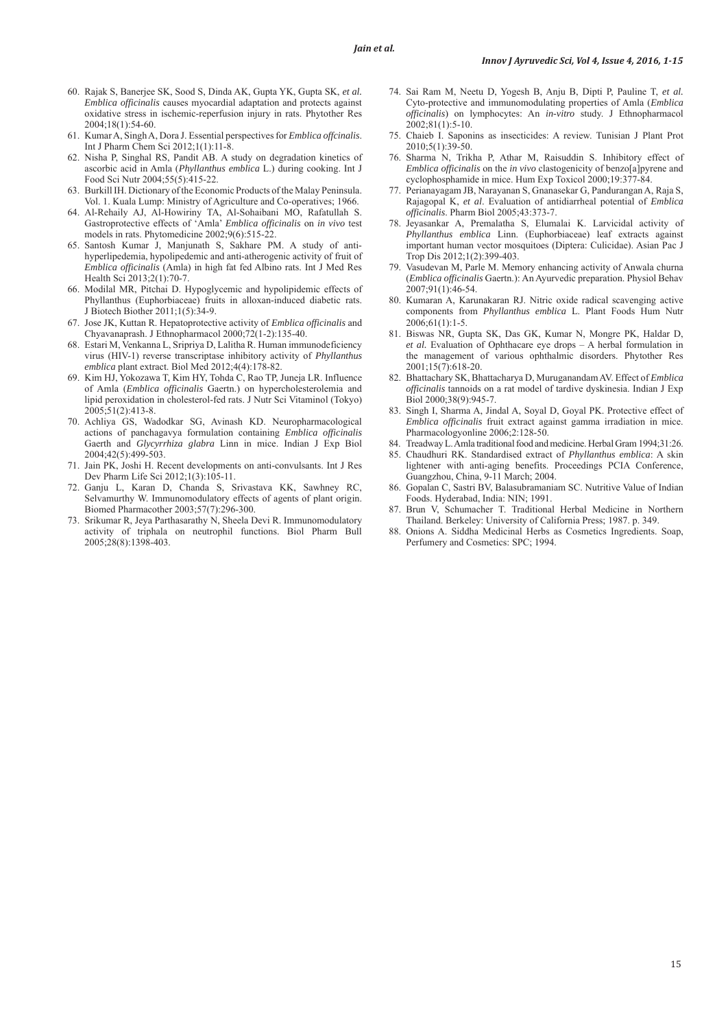60. Rajak S, Banerjee SK, Sood S, Dinda AK, Gupta YK, Gupta SK, *et al.* *Emblica officinalis* causes myocardial adaptation and protects against oxidative stress in ischemic-reperfusion injury in rats. Phytother Res 2004;18(1):54-60.
61. Kumar A, Singh A, Dora J. Essential perspectives for *Emblica offcinalis*. Int J Pharm Chem Sci 2012;1(1):11-8.
62. Nisha P, Singhal RS, Pandit AB. A study on degradation kinetics of ascorbic acid in Amla (*Phyllanthus emblica* L.) during cooking. Int J Food Sci Nutr 2004;55(5):415-22.
63. Burkill IH. Dictionary of the Economic Products of the Malay Peninsula. Vol. 1. Kuala Lump: Ministry of Agriculture and Co-operatives; 1966.
64. Al-Rehaily AJ, Al-Howiriny TA, Al-Sohaibani MO, Rafatullah S. Gastroprotective effects of 'Amla' *Emblica officinalis* on *in vivo* test models in rats. Phytomedicine 2002;9(6):515-22.
65. Santosh Kumar J, Manjunath S, Sakhare PM. A study of anti-hyperlipedemia, hypolipedemic and anti-atherogenic activity of fruit of *Emblica officinalis* (Amla) in high fat fed Albino rats. Int J Med Res Health Sci 2013;2(1):70-7.
66. Modilal MR, Pitchai D. Hypoglycemic and hypolipidemic effects of Phyllanthus (Euphorbiaceae) fruits in alloxan-induced diabetic rats. J Biotech Biother 2011;1(5):34-9.
67. Jose JK, Kuttan R. Hepatoprotective activity of *Emblica officinalis* and Chyavanaprash. J Ethnopharmacol 2000;72(1-2):135-40.
68. Estari M, Venkanna L, Sripriya D, Lalitha R. Human immunodeficiency virus (HIV-1) reverse transcriptase inhibitory activity of *Phyllanthus emblica* plant extract. Biol Med 2012;4(4):178-82.
69. Kim HJ, Yokozawa T, Kim HY, Tohda C, Rao TP, Juneja LR. Influence of Amla (*Emblica officinalis* Gaertn.) on hypercholesterolemia and lipid peroxidation in cholesterol-fed rats. J Nutr Sci Vitaminol (Tokyo) 2005;51(2):413-8.
70. Achliya GS, Wadodkar SG, Avinash KD. Neuropharmacological actions of panchagavya formulation containing *Emblica officinalis* Gaerth and *Glycyrrhiza glabra* Linn in mice. Indian J Exp Biol 2004;42(5):499-503.
71. Jain PK, Joshi H. Recent developments on anti-convulsants. Int J Res Dev Pharm Life Sci 2012;1(3):105-11.
72. Ganju L, Karan D, Chanda S, Srivastava KK, Sawhney RC, Selvamurthy W. Immunomodulatory effects of agents of plant origin. Biomed Pharmacother 2003;57(7):296-300.
73. Srikumar R, Jeya Parthasarathy N, Sheela Devi R. Immunomodulatory activity of triphala on neutrophil functions. Biol Pharm Bull 2005;28(8):1398-403.
74. Sai Ram M, Neetu D, Yogesh B, Anju B, Dipti P, Pauline T, *et al.* Cyto-protective and immunomodulating properties of Amla (*Emblica officinalis*) on lymphocytes: An *in-vitro* study. J Ethnopharmacol 2002;81(1):5-10.
75. Chaieb I. Saponins as insecticides: A review. Tunisian J Plant Prot 2010;5(1):39-50.
76. Sharma N, Trikha P, Athar M, Raisuddin S. Inhibitory effect of *Emblica officinalis* on the *in vivo* clastogenicity of benzo[a]pyrene and cyclophosphamide in mice. Hum Exp Toxicol 2000;19:377-84.
77. Perianayagam JB, Narayanan S, Gnanasekar G, Pandurangan A, Raja S, Rajagopal K, *et al*. Evaluation of antidiarrheal potential of *Emblica officinalis*. Pharm Biol 2005;43:373-7.
78. Jeyasankar A, Premalatha S, Elumalai K. Larvicidal activity of *Phyllanthus emblica* Linn. (Euphorbiaceae) leaf extracts against important human vector mosquitoes (Diptera: Culicidae). Asian Pac J Trop Dis 2012;1(2):399-403.
79. Vasudevan M, Parle M. Memory enhancing activity of Anwala churna (*Emblica officinalis* Gaertn.): An Ayurvedic preparation. Physiol Behav 2007;91(1):46-54.
80. Kumaran A, Karunakaran RJ. Nitric oxide radical scavenging active components from *Phyllanthus emblica* L. Plant Foods Hum Nutr 2006;61(1):1-5.
81. Biswas NR, Gupta SK, Das GK, Kumar N, Mongre PK, Haldar D, *et al.* Evaluation of Ophthacare eye drops – A herbal formulation in the management of various ophthalmic disorders. Phytother Res 2001;15(7):618-20.
82. Bhattachary SK, Bhattacharya D, Muruganandam AV. Effect of *Emblica officinalis* tannoids on a rat model of tardive dyskinesia. Indian J Exp Biol 2000;38(9):945-7.
83. Singh I, Sharma A, Jindal A, Soyal D, Goyal PK. Protective effect of *Emblica officinalis* fruit extract against gamma irradiation in mice. Pharmacologyonline 2006;2:128-50.
84. Treadway L. Amla traditional food and medicine. Herbal Gram 1994;31:26.
85. Chaudhuri RK. Standardised extract of *Phyllanthus emblica*: A skin lightener with anti-aging benefits. Proceedings PCIA Conference, Guangzhou, China, 9-11 March; 2004.
86. Gopalan C, Sastri BV, Balasubramaniam SC. Nutritive Value of Indian Foods. Hyderabad, India: NIN; 1991.
87. Brun V, Schumacher T. Traditional Herbal Medicine in Northern Thailand. Berkeley: University of California Press; 1987. p. 349.
88. Onions A. Siddha Medicinal Herbs as Cosmetics Ingredients. Soap, Perfumery and Cosmetics: SPC; 1994.